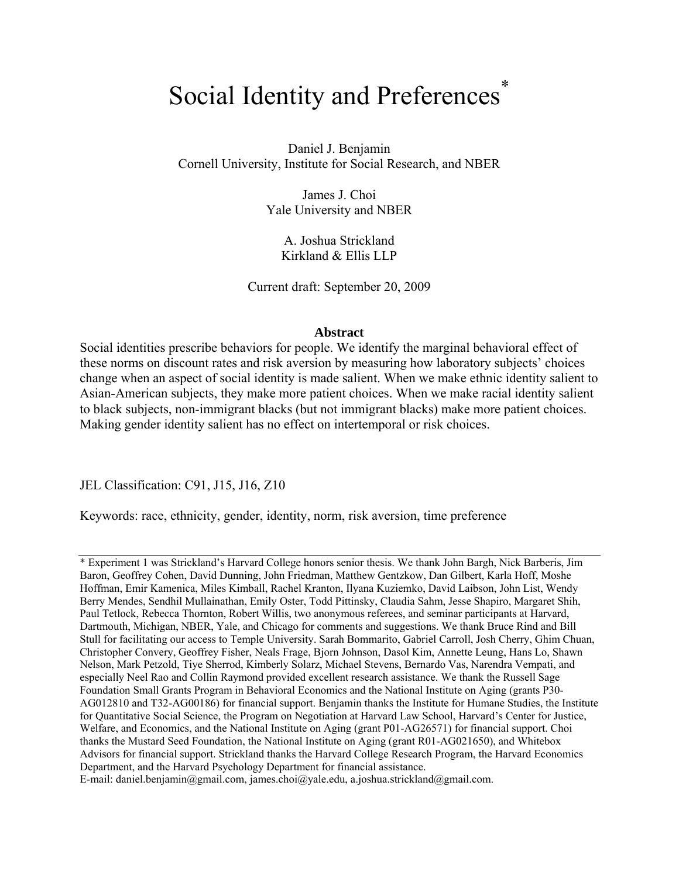# Social Identity and Preferences[*]

Daniel J. Benjamin
Cornell University, Institute for Social Research, and NBER

James J. Choi
Yale University and NBER

A. Joshua Strickland
Kirkland & Ellis LLP

Current draft: September 20, 2009

## Abstract

Social identities prescribe behaviors for people. We identify the marginal behavioral effect of these norms on discount rates and risk aversion by measuring how laboratory subjects' choices change when an aspect of social identity is made salient. When we make ethnic identity salient to Asian-American subjects, they make more patient choices. When we make racial identity salient to black subjects, non-immigrant blacks (but not immigrant blacks) make more patient choices. Making gender identity salient has no effect on intertemporal or risk choices.

JEL Classification: C91, J15, J16, Z10

Keywords: race, ethnicity, gender, identity, norm, risk aversion, time preference

---

* Experiment 1 was Strickland's Harvard College honors senior thesis. We thank John Bargh, Nick Barberis, Jim Baron, Geoffrey Cohen, David Dunning, John Friedman, Matthew Gentzkow, Dan Gilbert, Karla Hoff, Moshe Hoffman, Emir Kamenica, Miles Kimball, Rachel Kranton, Ilyana Kuziemko, David Laibson, John List, Wendy Berry Mendes, Sendhil Mullainathan, Emily Oster, Todd Pittinsky, Claudia Sahm, Jesse Shapiro, Margaret Shih, Paul Tetlock, Rebecca Thornton, Robert Willis, two anonymous referees, and seminar participants at Harvard, Dartmouth, Michigan, NBER, Yale, and Chicago for comments and suggestions. We thank Bruce Rind and Bill Stull for facilitating our access to Temple University. Sarah Bommarito, Gabriel Carroll, Josh Cherry, Ghim Chuan, Christopher Convery, Geoffrey Fisher, Neals Frage, Bjorn Johnson, Dasol Kim, Annette Leung, Hans Lo, Shawn Nelson, Mark Petzold, Tiye Sherrod, Kimberly Solarz, Michael Stevens, Bernardo Vas, Narendra Vempati, and especially Neel Rao and Collin Raymond provided excellent research assistance. We thank the Russell Sage Foundation Small Grants Program in Behavioral Economics and the National Institute on Aging (grants P30-AG012810 and T32-AG00186) for financial support. Benjamin thanks the Institute for Humane Studies, the Institute for Quantitative Social Science, the Program on Negotiation at Harvard Law School, Harvard's Center for Justice, Welfare, and Economics, and the National Institute on Aging (grant P01-AG26571) for financial support. Choi thanks the Mustard Seed Foundation, the National Institute on Aging (grant R01-AG021650), and Whitebox Advisors for financial support. Strickland thanks the Harvard College Research Program, the Harvard Economics Department, and the Harvard Psychology Department for financial assistance.
E-mail: daniel.benjamin@gmail.com, james.choi@yale.edu, a.joshua.strickland@gmail.com.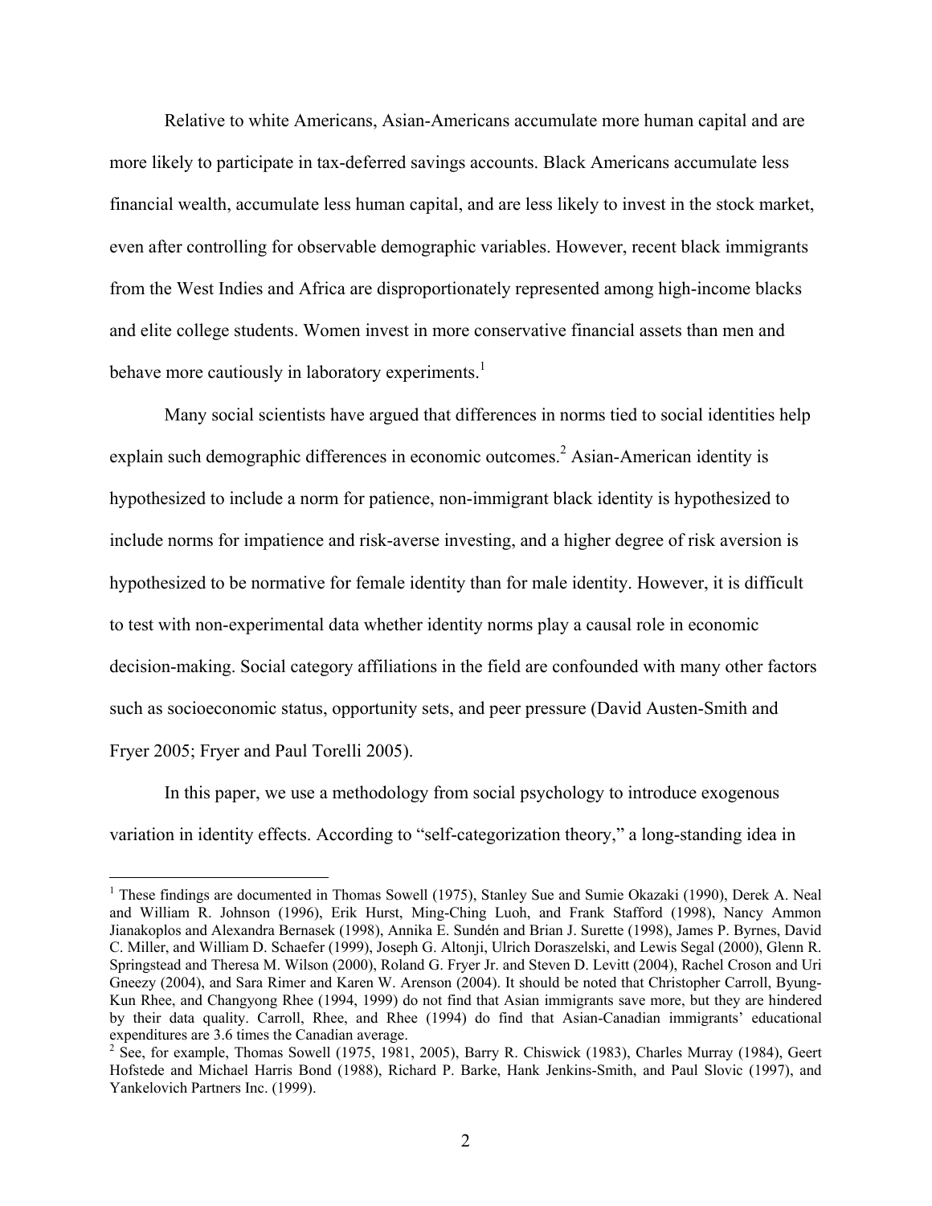Relative to white Americans, Asian-Americans accumulate more human capital and are more likely to participate in tax-deferred savings accounts. Black Americans accumulate less financial wealth, accumulate less human capital, and are less likely to invest in the stock market, even after controlling for observable demographic variables. However, recent black immigrants from the West Indies and Africa are disproportionately represented among high-income blacks and elite college students. Women invest in more conservative financial assets than men and behave more cautiously in laboratory experiments.[1]

Many social scientists have argued that differences in norms tied to social identities help explain such demographic differences in economic outcomes.[2] Asian-American identity is hypothesized to include a norm for patience, non-immigrant black identity is hypothesized to include norms for impatience and risk-averse investing, and a higher degree of risk aversion is hypothesized to be normative for female identity than for male identity. However, it is difficult to test with non-experimental data whether identity norms play a causal role in economic decision-making. Social category affiliations in the field are confounded with many other factors such as socioeconomic status, opportunity sets, and peer pressure (David Austen-Smith and Fryer 2005; Fryer and Paul Torelli 2005).

In this paper, we use a methodology from social psychology to introduce exogenous variation in identity effects. According to "self-categorization theory," a long-standing idea in

---

[1] These findings are documented in Thomas Sowell (1975), Stanley Sue and Sumie Okazaki (1990), Derek A. Neal and William R. Johnson (1996), Erik Hurst, Ming-Ching Luoh, and Frank Stafford (1998), Nancy Ammon Jianakoplos and Alexandra Bernasek (1998), Annika E. Sundén and Brian J. Surette (1998), James P. Byrnes, David C. Miller, and William D. Schaefer (1999), Joseph G. Altonji, Ulrich Doraszelski, and Lewis Segal (2000), Glenn R. Springstead and Theresa M. Wilson (2000), Roland G. Fryer Jr. and Steven D. Levitt (2004), Rachel Croson and Uri Gneezy (2004), and Sara Rimer and Karen W. Arenson (2004). It should be noted that Christopher Carroll, Byung-Kun Rhee, and Changyong Rhee (1994, 1999) do not find that Asian immigrants save more, but they are hindered by their data quality. Carroll, Rhee, and Rhee (1994) do find that Asian-Canadian immigrants' educational expenditures are 3.6 times the Canadian average.

[2] See, for example, Thomas Sowell (1975, 1981, 2005), Barry R. Chiswick (1983), Charles Murray (1984), Geert Hofstede and Michael Harris Bond (1988), Richard P. Barke, Hank Jenkins-Smith, and Paul Slovic (1997), and Yankelovich Partners Inc. (1999).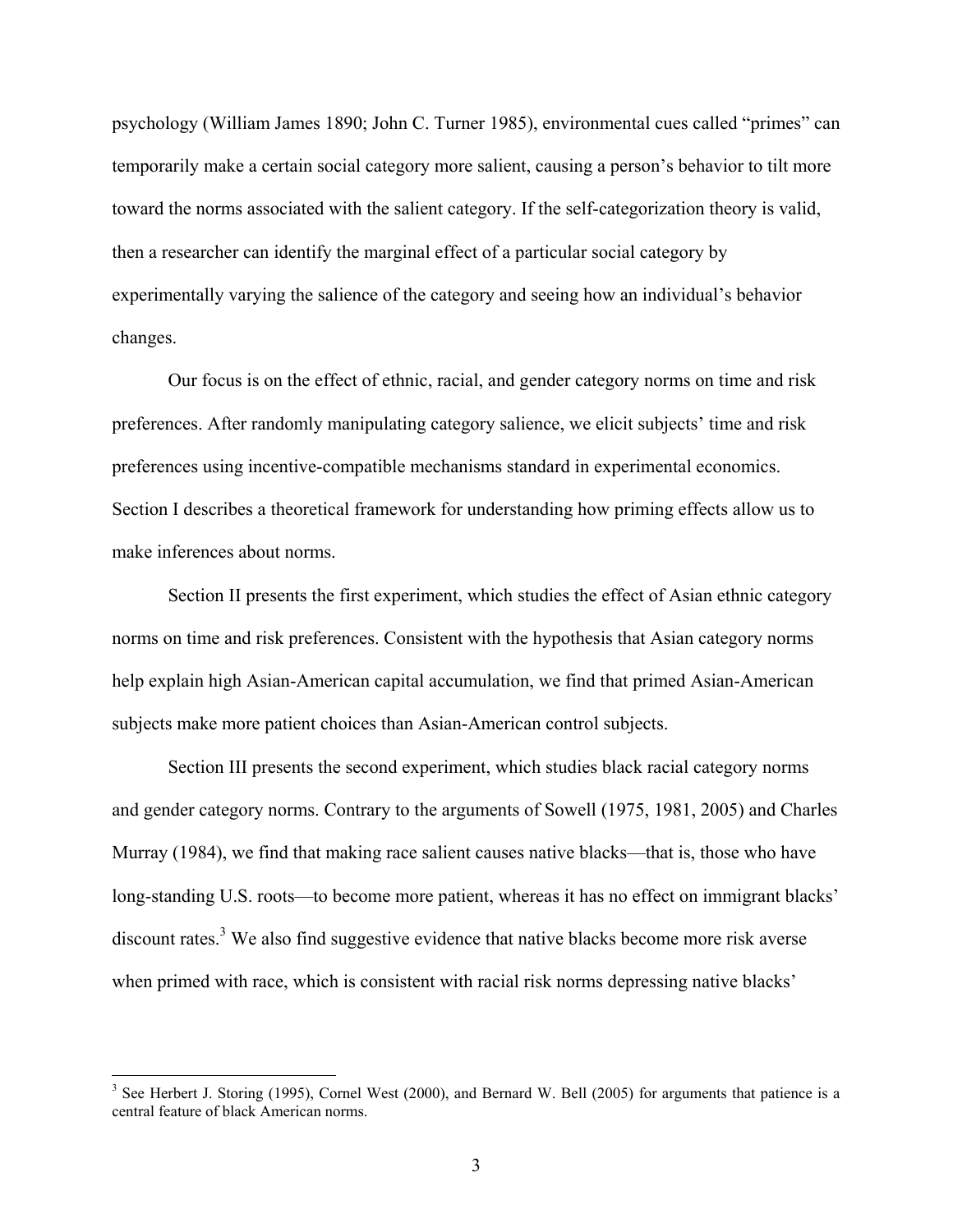psychology (William James 1890; John C. Turner 1985), environmental cues called "primes" can temporarily make a certain social category more salient, causing a person's behavior to tilt more toward the norms associated with the salient category. If the self-categorization theory is valid, then a researcher can identify the marginal effect of a particular social category by experimentally varying the salience of the category and seeing how an individual's behavior changes.

Our focus is on the effect of ethnic, racial, and gender category norms on time and risk preferences. After randomly manipulating category salience, we elicit subjects' time and risk preferences using incentive-compatible mechanisms standard in experimental economics. Section I describes a theoretical framework for understanding how priming effects allow us to make inferences about norms.

Section II presents the first experiment, which studies the effect of Asian ethnic category norms on time and risk preferences. Consistent with the hypothesis that Asian category norms help explain high Asian-American capital accumulation, we find that primed Asian-American subjects make more patient choices than Asian-American control subjects.

Section III presents the second experiment, which studies black racial category norms and gender category norms. Contrary to the arguments of Sowell (1975, 1981, 2005) and Charles Murray (1984), we find that making race salient causes native blacks—that is, those who have long-standing U.S. roots—to become more patient, whereas it has no effect on immigrant blacks' discount rates.[3] We also find suggestive evidence that native blacks become more risk averse when primed with race, which is consistent with racial risk norms depressing native blacks'

[3] See Herbert J. Storing (1995), Cornel West (2000), and Bernard W. Bell (2005) for arguments that patience is a central feature of black American norms.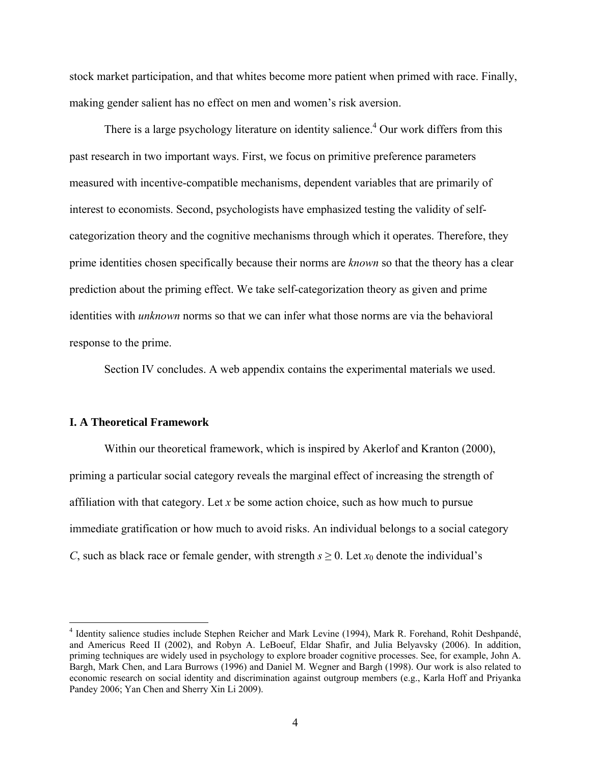stock market participation, and that whites become more patient when primed with race. Finally, making gender salient has no effect on men and women's risk aversion.

There is a large psychology literature on identity salience.[4] Our work differs from this past research in two important ways. First, we focus on primitive preference parameters measured with incentive-compatible mechanisms, dependent variables that are primarily of interest to economists. Second, psychologists have emphasized testing the validity of self-categorization theory and the cognitive mechanisms through which it operates. Therefore, they prime identities chosen specifically because their norms are *known* so that the theory has a clear prediction about the priming effect. We take self-categorization theory as given and prime identities with *unknown* norms so that we can infer what those norms are via the behavioral response to the prime.

Section IV concludes. A web appendix contains the experimental materials we used.

## I. A Theoretical Framework

Within our theoretical framework, which is inspired by Akerlof and Kranton (2000), priming a particular social category reveals the marginal effect of increasing the strength of affiliation with that category. Let $x$ be some action choice, such as how much to pursue immediate gratification or how much to avoid risks. An individual belongs to a social category $C$, such as black race or female gender, with strength $s \geq 0$. Let $x_0$ denote the individual's

---

[4] Identity salience studies include Stephen Reicher and Mark Levine (1994), Mark R. Forehand, Rohit Deshpandé, and Americus Reed II (2002), and Robyn A. LeBoeuf, Eldar Shafir, and Julia Belyavsky (2006). In addition, priming techniques are widely used in psychology to explore broader cognitive processes. See, for example, John A. Bargh, Mark Chen, and Lara Burrows (1996) and Daniel M. Wegner and Bargh (1998). Our work is also related to economic research on social identity and discrimination against outgroup members (e.g., Karla Hoff and Priyanka Pandey 2006; Yan Chen and Sherry Xin Li 2009).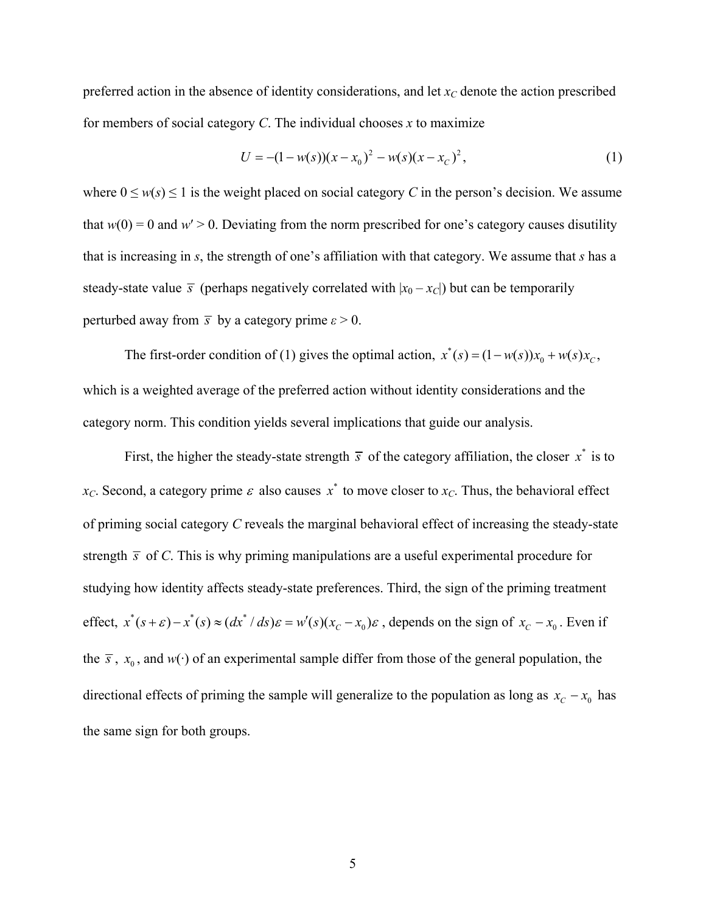preferred action in the absence of identity considerations, and let $x_C$ denote the action prescribed for members of social category $C$. The individual chooses $x$ to maximize

$$U = -(1 - w(s))(x - x_0)^2 - w(s)(x - x_C)^2, \tag{1}$$

where $0 \leq w(s) \leq 1$ is the weight placed on social category $C$ in the person's decision. We assume that $w(0) = 0$ and $w' > 0$. Deviating from the norm prescribed for one's category causes disutility that is increasing in $s$, the strength of one's affiliation with that category. We assume that $s$ has a steady-state value $\bar{s}$ (perhaps negatively correlated with $|x_0 - x_C|$) but can be temporarily perturbed away from $\bar{s}$ by a category prime $\varepsilon > 0$.

The first-order condition of (1) gives the optimal action, $x^*(s) = (1 - w(s))x_0 + w(s)x_C$, which is a weighted average of the preferred action without identity considerations and the category norm. This condition yields several implications that guide our analysis.

First, the higher the steady-state strength $\bar{s}$ of the category affiliation, the closer $x^*$ is to $x_C$. Second, a category prime $\varepsilon$ also causes $x^*$ to move closer to $x_C$. Thus, the behavioral effect of priming social category $C$ reveals the marginal behavioral effect of increasing the steady-state strength $\bar{s}$ of $C$. This is why priming manipulations are a useful experimental procedure for studying how identity affects steady-state preferences. Third, the sign of the priming treatment effect, $x^*(s + \varepsilon) - x^*(s) \approx (dx^* / ds)\varepsilon = w'(s)(x_C - x_0)\varepsilon$, depends on the sign of $x_C - x_0$. Even if the $\bar{s}$, $x_0$, and $w(\cdot)$ of an experimental sample differ from those of the general population, the directional effects of priming the sample will generalize to the population as long as $x_C - x_0$ has the same sign for both groups.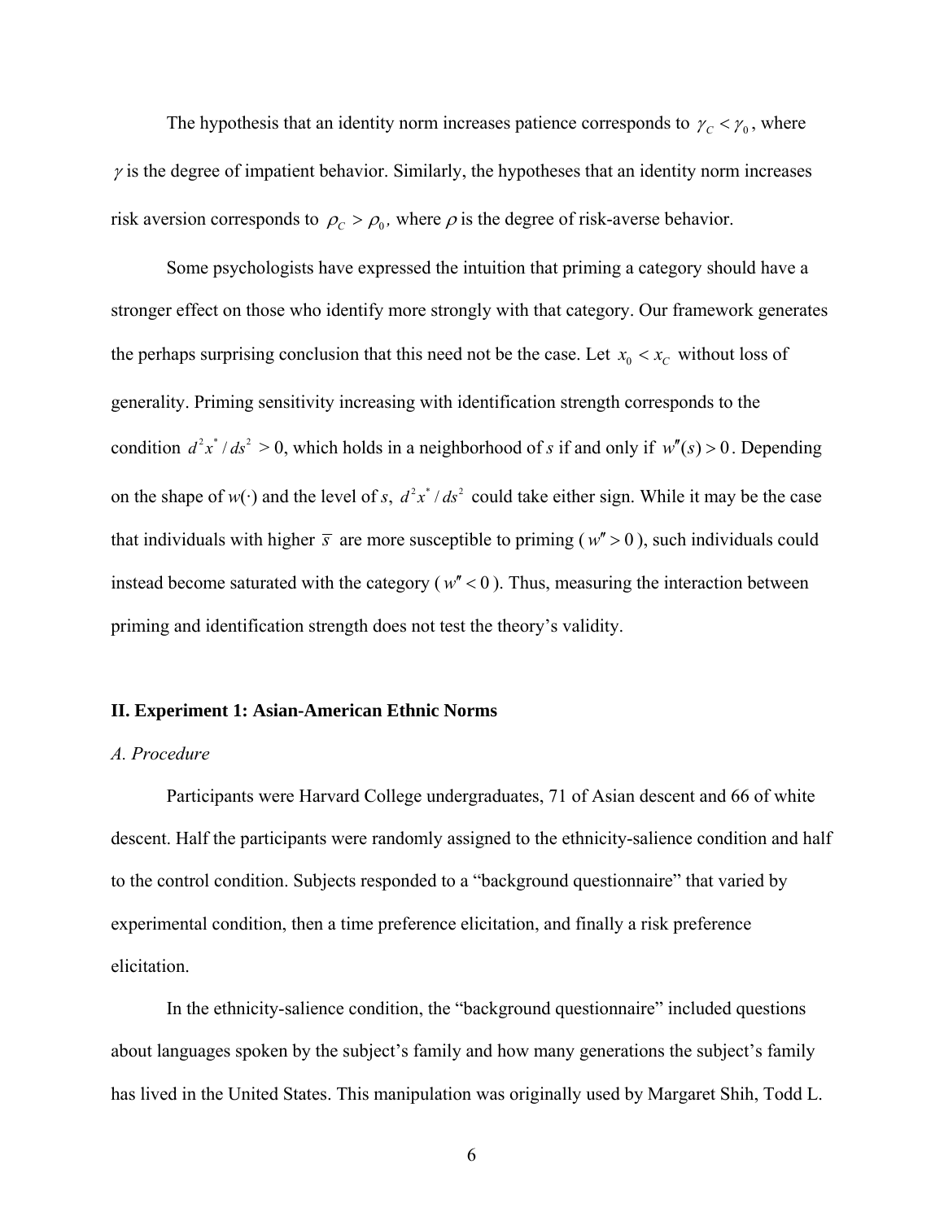The hypothesis that an identity norm increases patience corresponds to $\gamma_C < \gamma_0$, where $\gamma$ is the degree of impatient behavior. Similarly, the hypotheses that an identity norm increases risk aversion corresponds to $\rho_C > \rho_0$, where $\rho$ is the degree of risk-averse behavior.

Some psychologists have expressed the intuition that priming a category should have a stronger effect on those who identify more strongly with that category. Our framework generates the perhaps surprising conclusion that this need not be the case. Let $x_0 < x_C$ without loss of generality. Priming sensitivity increasing with identification strength corresponds to the condition $d^2x^* / ds^2 > 0$, which holds in a neighborhood of $s$ if and only if $w''(s) > 0$. Depending on the shape of $w(\cdot)$ and the level of $s$, $d^2x^* / ds^2$ could take either sign. While it may be the case that individuals with higher $\bar{s}$ are more susceptible to priming ($w'' > 0$), such individuals could instead become saturated with the category ($w'' < 0$). Thus, measuring the interaction between priming and identification strength does not test the theory's validity.

## II. Experiment 1: Asian-American Ethnic Norms

### *A. Procedure*

Participants were Harvard College undergraduates, 71 of Asian descent and 66 of white descent. Half the participants were randomly assigned to the ethnicity-salience condition and half to the control condition. Subjects responded to a "background questionnaire" that varied by experimental condition, then a time preference elicitation, and finally a risk preference elicitation.

In the ethnicity-salience condition, the "background questionnaire" included questions about languages spoken by the subject's family and how many generations the subject's family has lived in the United States. This manipulation was originally used by Margaret Shih, Todd L.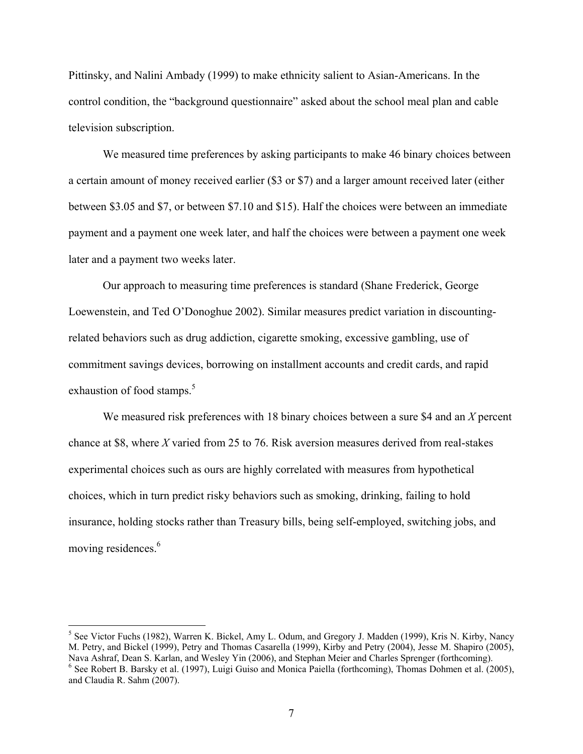Pittinsky, and Nalini Ambady (1999) to make ethnicity salient to Asian-Americans. In the control condition, the "background questionnaire" asked about the school meal plan and cable television subscription.

We measured time preferences by asking participants to make 46 binary choices between a certain amount of money received earlier ($3 or $7) and a larger amount received later (either between $3.05 and $7, or between $7.10 and $15). Half the choices were between an immediate payment and a payment one week later, and half the choices were between a payment one week later and a payment two weeks later.

Our approach to measuring time preferences is standard (Shane Frederick, George Loewenstein, and Ted O'Donoghue 2002). Similar measures predict variation in discounting-related behaviors such as drug addiction, cigarette smoking, excessive gambling, use of commitment savings devices, borrowing on installment accounts and credit cards, and rapid exhaustion of food stamps.[5]

We measured risk preferences with 18 binary choices between a sure $4 and an *X* percent chance at $8, where *X* varied from 25 to 76. Risk aversion measures derived from real-stakes experimental choices such as ours are highly correlated with measures from hypothetical choices, which in turn predict risky behaviors such as smoking, drinking, failing to hold insurance, holding stocks rather than Treasury bills, being self-employed, switching jobs, and moving residences.[6]

---

[5] See Victor Fuchs (1982), Warren K. Bickel, Amy L. Odum, and Gregory J. Madden (1999), Kris N. Kirby, Nancy M. Petry, and Bickel (1999), Petry and Thomas Casarella (1999), Kirby and Petry (2004), Jesse M. Shapiro (2005), Nava Ashraf, Dean S. Karlan, and Wesley Yin (2006), and Stephan Meier and Charles Sprenger (forthcoming).

[6] See Robert B. Barsky et al. (1997), Luigi Guiso and Monica Paiella (forthcoming), Thomas Dohmen et al. (2005), and Claudia R. Sahm (2007).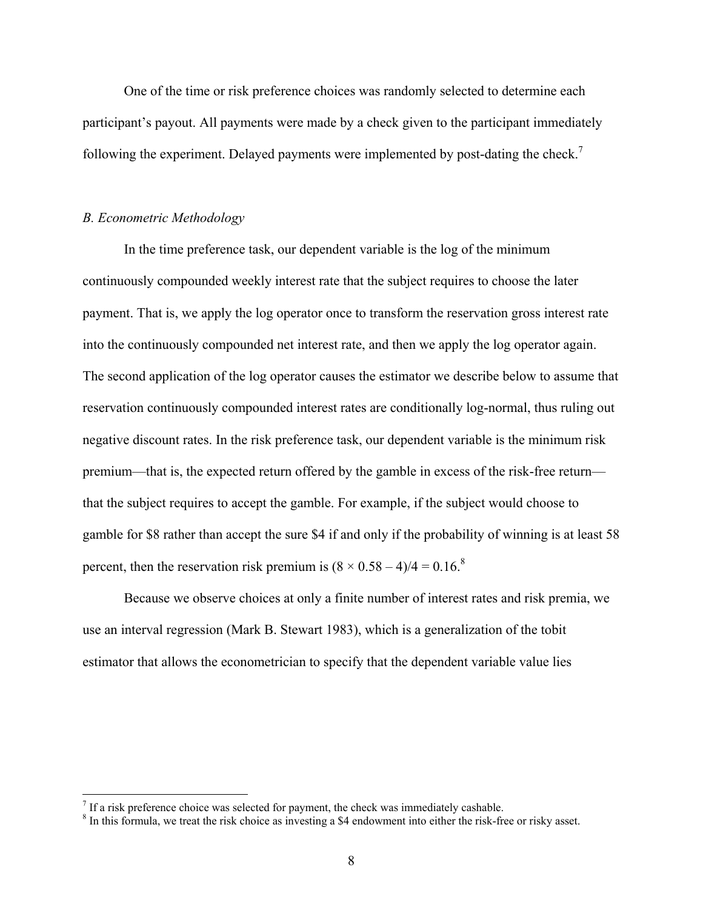One of the time or risk preference choices was randomly selected to determine each participant's payout. All payments were made by a check given to the participant immediately following the experiment. Delayed payments were implemented by post-dating the check.[7]

### *B. Econometric Methodology*

In the time preference task, our dependent variable is the log of the minimum continuously compounded weekly interest rate that the subject requires to choose the later payment. That is, we apply the log operator once to transform the reservation gross interest rate into the continuously compounded net interest rate, and then we apply the log operator again. The second application of the log operator causes the estimator we describe below to assume that reservation continuously compounded interest rates are conditionally log-normal, thus ruling out negative discount rates. In the risk preference task, our dependent variable is the minimum risk premium—that is, the expected return offered by the gamble in excess of the risk-free return—that the subject requires to accept the gamble. For example, if the subject would choose to gamble for \$8 rather than accept the sure \$4 if and only if the probability of winning is at least 58 percent, then the reservation risk premium is $(8 \times 0.58 - 4)/4 = 0.16$.[8]

Because we observe choices at only a finite number of interest rates and risk premia, we use an interval regression (Mark B. Stewart 1983), which is a generalization of the tobit estimator that allows the econometrician to specify that the dependent variable value lies

---

[7] If a risk preference choice was selected for payment, the check was immediately cashable.

[8] In this formula, we treat the risk choice as investing a \$4 endowment into either the risk-free or risky asset.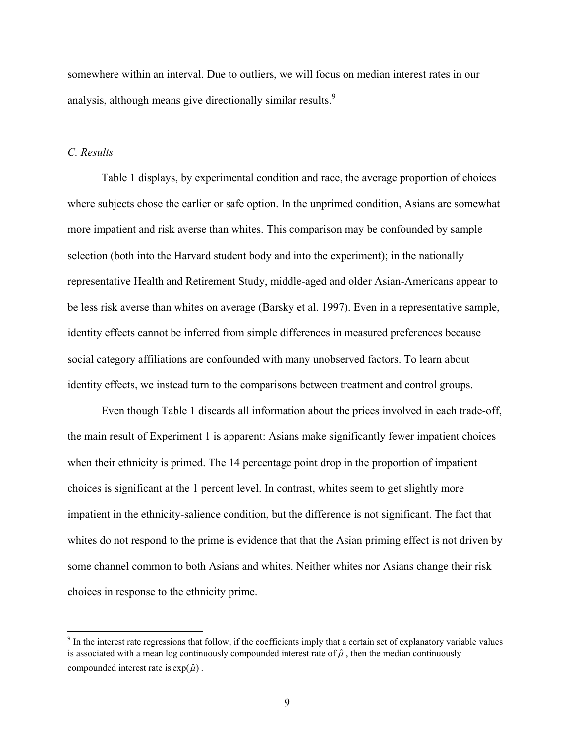somewhere within an interval. Due to outliers, we will focus on median interest rates in our analysis, although means give directionally similar results.[9]

### *C. Results*

Table 1 displays, by experimental condition and race, the average proportion of choices where subjects chose the earlier or safe option. In the unprimed condition, Asians are somewhat more impatient and risk averse than whites. This comparison may be confounded by sample selection (both into the Harvard student body and into the experiment); in the nationally representative Health and Retirement Study, middle-aged and older Asian-Americans appear to be less risk averse than whites on average (Barsky et al. 1997). Even in a representative sample, identity effects cannot be inferred from simple differences in measured preferences because social category affiliations are confounded with many unobserved factors. To learn about identity effects, we instead turn to the comparisons between treatment and control groups.

Even though Table 1 discards all information about the prices involved in each trade-off, the main result of Experiment 1 is apparent: Asians make significantly fewer impatient choices when their ethnicity is primed. The 14 percentage point drop in the proportion of impatient choices is significant at the 1 percent level. In contrast, whites seem to get slightly more impatient in the ethnicity-salience condition, but the difference is not significant. The fact that whites do not respond to the prime is evidence that that the Asian priming effect is not driven by some channel common to both Asians and whites. Neither whites nor Asians change their risk choices in response to the ethnicity prime.

[9] In the interest rate regressions that follow, if the coefficients imply that a certain set of explanatory variable values is associated with a mean log continuously compounded interest rate of $\hat{\mu}$, then the median continuously compounded interest rate is $\exp(\hat{\mu})$.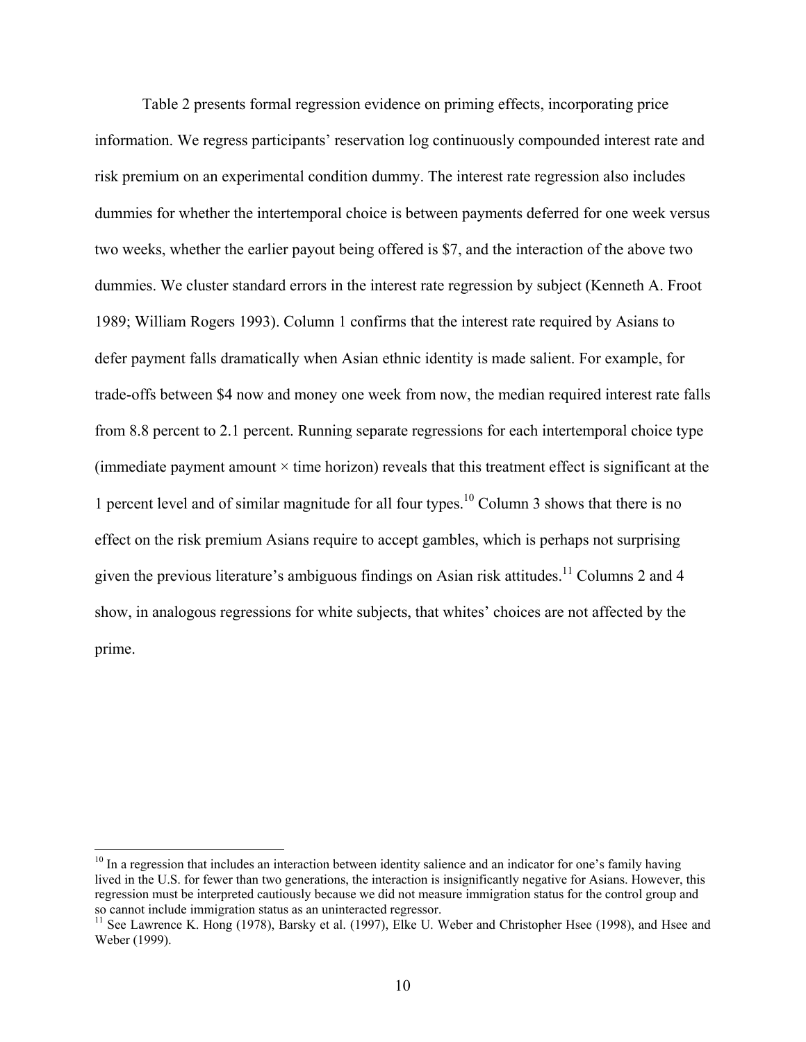Table 2 presents formal regression evidence on priming effects, incorporating price information. We regress participants' reservation log continuously compounded interest rate and risk premium on an experimental condition dummy. The interest rate regression also includes dummies for whether the intertemporal choice is between payments deferred for one week versus two weeks, whether the earlier payout being offered is $7, and the interaction of the above two dummies. We cluster standard errors in the interest rate regression by subject (Kenneth A. Froot 1989; William Rogers 1993). Column 1 confirms that the interest rate required by Asians to defer payment falls dramatically when Asian ethnic identity is made salient. For example, for trade-offs between $4 now and money one week from now, the median required interest rate falls from 8.8 percent to 2.1 percent. Running separate regressions for each intertemporal choice type (immediate payment amount × time horizon) reveals that this treatment effect is significant at the 1 percent level and of similar magnitude for all four types.[10] Column 3 shows that there is no effect on the risk premium Asians require to accept gambles, which is perhaps not surprising given the previous literature's ambiguous findings on Asian risk attitudes.[11] Columns 2 and 4 show, in analogous regressions for white subjects, that whites' choices are not affected by the prime.

---

[10] In a regression that includes an interaction between identity salience and an indicator for one's family having lived in the U.S. for fewer than two generations, the interaction is insignificantly negative for Asians. However, this regression must be interpreted cautiously because we did not measure immigration status for the control group and so cannot include immigration status as an uninteracted regressor.

[11] See Lawrence K. Hong (1978), Barsky et al. (1997), Elke U. Weber and Christopher Hsee (1998), and Hsee and Weber (1999).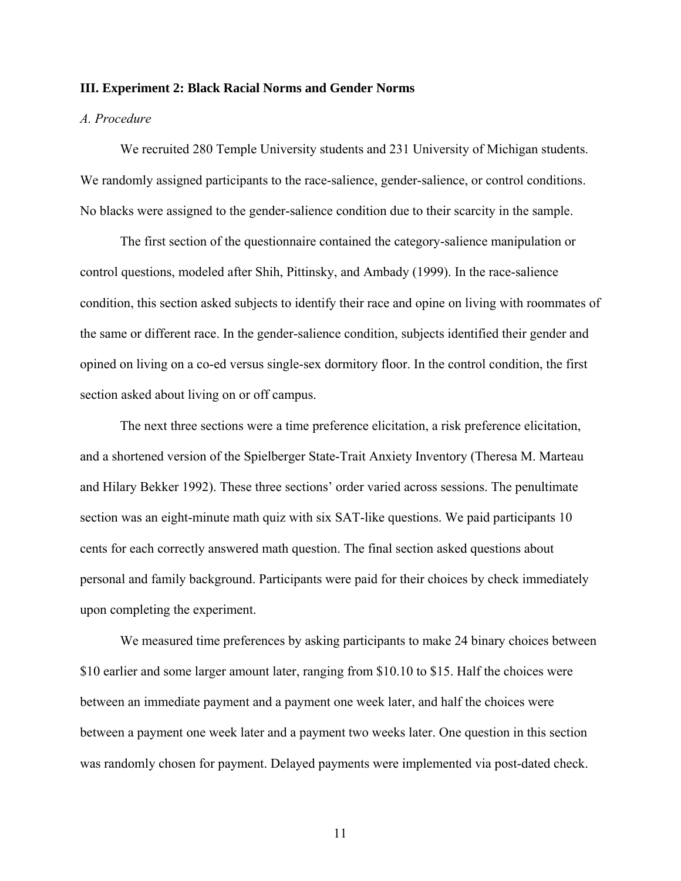### III. Experiment 2: Black Racial Norms and Gender Norms

*A. Procedure*

We recruited 280 Temple University students and 231 University of Michigan students. We randomly assigned participants to the race-salience, gender-salience, or control conditions. No blacks were assigned to the gender-salience condition due to their scarcity in the sample.

The first section of the questionnaire contained the category-salience manipulation or control questions, modeled after Shih, Pittinsky, and Ambady (1999). In the race-salience condition, this section asked subjects to identify their race and opine on living with roommates of the same or different race. In the gender-salience condition, subjects identified their gender and opined on living on a co-ed versus single-sex dormitory floor. In the control condition, the first section asked about living on or off campus.

The next three sections were a time preference elicitation, a risk preference elicitation, and a shortened version of the Spielberger State-Trait Anxiety Inventory (Theresa M. Marteau and Hilary Bekker 1992). These three sections' order varied across sessions. The penultimate section was an eight-minute math quiz with six SAT-like questions. We paid participants 10 cents for each correctly answered math question. The final section asked questions about personal and family background. Participants were paid for their choices by check immediately upon completing the experiment.

We measured time preferences by asking participants to make 24 binary choices between $10 earlier and some larger amount later, ranging from $10.10 to $15. Half the choices were between an immediate payment and a payment one week later, and half the choices were between a payment one week later and a payment two weeks later. One question in this section was randomly chosen for payment. Delayed payments were implemented via post-dated check.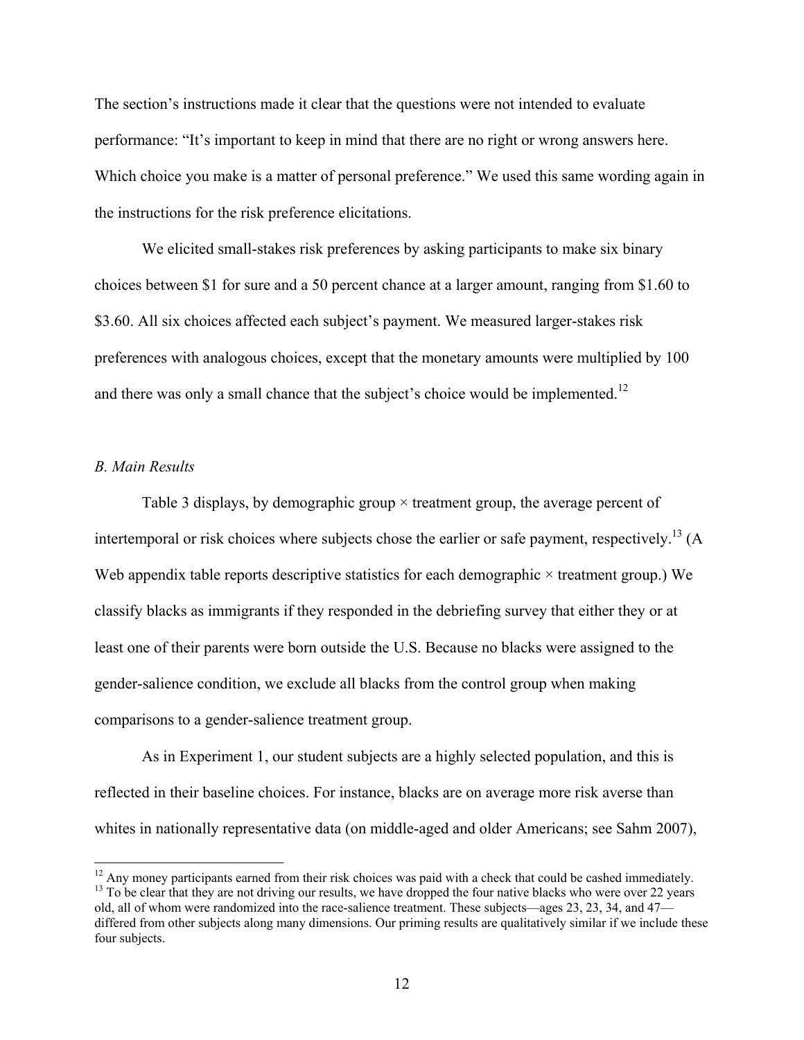The section's instructions made it clear that the questions were not intended to evaluate performance: "It's important to keep in mind that there are no right or wrong answers here. Which choice you make is a matter of personal preference." We used this same wording again in the instructions for the risk preference elicitations.

We elicited small-stakes risk preferences by asking participants to make six binary choices between \$1 for sure and a 50 percent chance at a larger amount, ranging from \$1.60 to \$3.60. All six choices affected each subject's payment. We measured larger-stakes risk preferences with analogous choices, except that the monetary amounts were multiplied by 100 and there was only a small chance that the subject's choice would be implemented.[12]

*B. Main Results*

Table 3 displays, by demographic group × treatment group, the average percent of intertemporal or risk choices where subjects chose the earlier or safe payment, respectively.[13] (A Web appendix table reports descriptive statistics for each demographic × treatment group.) We classify blacks as immigrants if they responded in the debriefing survey that either they or at least one of their parents were born outside the U.S. Because no blacks were assigned to the gender-salience condition, we exclude all blacks from the control group when making comparisons to a gender-salience treatment group.

As in Experiment 1, our student subjects are a highly selected population, and this is reflected in their baseline choices. For instance, blacks are on average more risk averse than whites in nationally representative data (on middle-aged and older Americans; see Sahm 2007),

---

[12] Any money participants earned from their risk choices was paid with a check that could be cashed immediately.

[13] To be clear that they are not driving our results, we have dropped the four native blacks who were over 22 years old, all of whom were randomized into the race-salience treatment. These subjects—ages 23, 23, 34, and 47—differed from other subjects along many dimensions. Our priming results are qualitatively similar if we include these four subjects.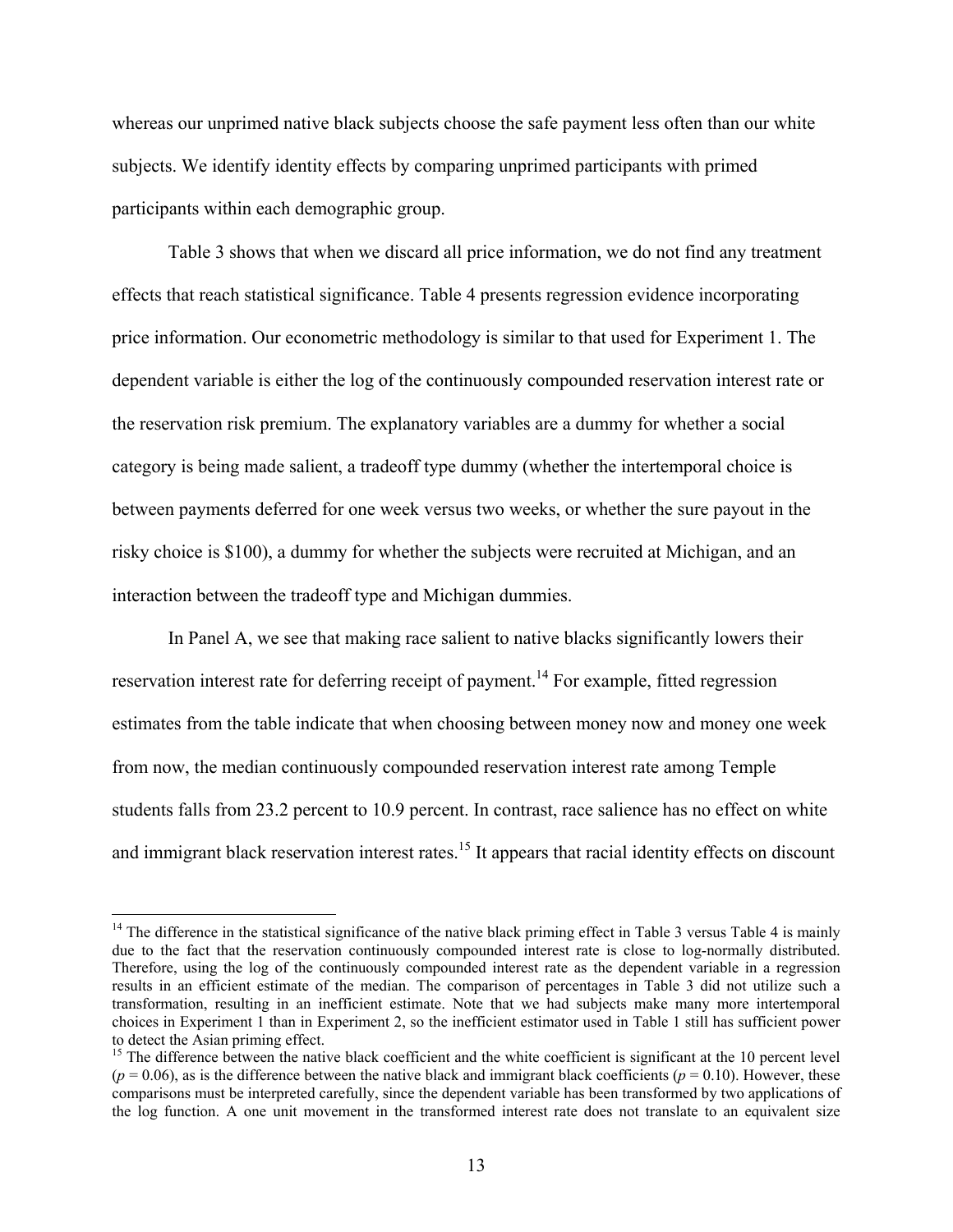whereas our unprimed native black subjects choose the safe payment less often than our white subjects. We identify identity effects by comparing unprimed participants with primed participants within each demographic group.

Table 3 shows that when we discard all price information, we do not find any treatment effects that reach statistical significance. Table 4 presents regression evidence incorporating price information. Our econometric methodology is similar to that used for Experiment 1. The dependent variable is either the log of the continuously compounded reservation interest rate or the reservation risk premium. The explanatory variables are a dummy for whether a social category is being made salient, a tradeoff type dummy (whether the intertemporal choice is between payments deferred for one week versus two weeks, or whether the sure payout in the risky choice is \$100), a dummy for whether the subjects were recruited at Michigan, and an interaction between the tradeoff type and Michigan dummies.

In Panel A, we see that making race salient to native blacks significantly lowers their reservation interest rate for deferring receipt of payment.[14] For example, fitted regression estimates from the table indicate that when choosing between money now and money one week from now, the median continuously compounded reservation interest rate among Temple students falls from 23.2 percent to 10.9 percent. In contrast, race salience has no effect on white and immigrant black reservation interest rates.[15] It appears that racial identity effects on discount

[14] The difference in the statistical significance of the native black priming effect in Table 3 versus Table 4 is mainly due to the fact that the reservation continuously compounded interest rate is close to log-normally distributed. Therefore, using the log of the continuously compounded interest rate as the dependent variable in a regression results in an efficient estimate of the median. The comparison of percentages in Table 3 did not utilize such a transformation, resulting in an inefficient estimate. Note that we had subjects make many more intertemporal choices in Experiment 1 than in Experiment 2, so the inefficient estimator used in Table 1 still has sufficient power to detect the Asian priming effect.

[15] The difference between the native black coefficient and the white coefficient is significant at the 10 percent level ($p = 0.06$), as is the difference between the native black and immigrant black coefficients ($p = 0.10$). However, these comparisons must be interpreted carefully, since the dependent variable has been transformed by two applications of the log function. A one unit movement in the transformed interest rate does not translate to an equivalent size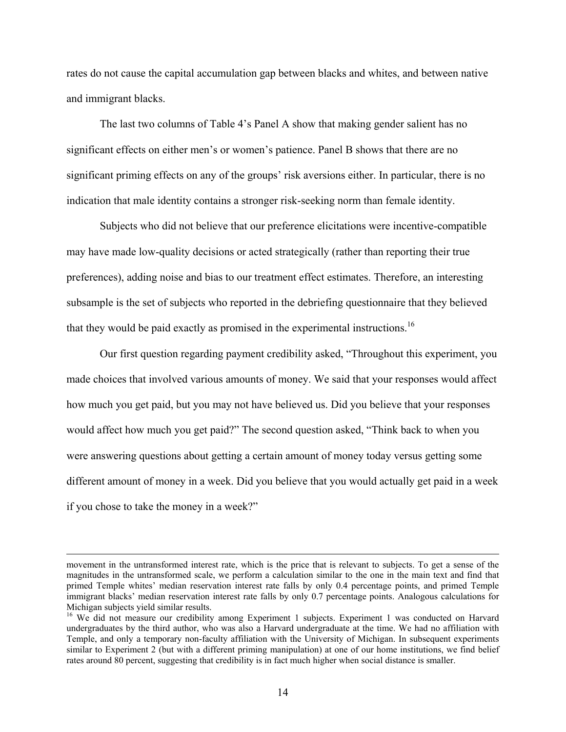rates do not cause the capital accumulation gap between blacks and whites, and between native and immigrant blacks.

The last two columns of Table 4's Panel A show that making gender salient has no significant effects on either men's or women's patience. Panel B shows that there are no significant priming effects on any of the groups' risk aversions either. In particular, there is no indication that male identity contains a stronger risk-seeking norm than female identity.

Subjects who did not believe that our preference elicitations were incentive-compatible may have made low-quality decisions or acted strategically (rather than reporting their true preferences), adding noise and bias to our treatment effect estimates. Therefore, an interesting subsample is the set of subjects who reported in the debriefing questionnaire that they believed that they would be paid exactly as promised in the experimental instructions.[16]

Our first question regarding payment credibility asked, "Throughout this experiment, you made choices that involved various amounts of money. We said that your responses would affect how much you get paid, but you may not have believed us. Did you believe that your responses would affect how much you get paid?" The second question asked, "Think back to when you were answering questions about getting a certain amount of money today versus getting some different amount of money in a week. Did you believe that you would actually get paid in a week if you chose to take the money in a week?"

---

movement in the untransformed interest rate, which is the price that is relevant to subjects. To get a sense of the magnitudes in the untransformed scale, we perform a calculation similar to the one in the main text and find that primed Temple whites' median reservation interest rate falls by only 0.4 percentage points, and primed Temple immigrant blacks' median reservation interest rate falls by only 0.7 percentage points. Analogous calculations for Michigan subjects yield similar results.

[16] We did not measure our credibility among Experiment 1 subjects. Experiment 1 was conducted on Harvard undergraduates by the third author, who was also a Harvard undergraduate at the time. We had no affiliation with Temple, and only a temporary non-faculty affiliation with the University of Michigan. In subsequent experiments similar to Experiment 2 (but with a different priming manipulation) at one of our home institutions, we find belief rates around 80 percent, suggesting that credibility is in fact much higher when social distance is smaller.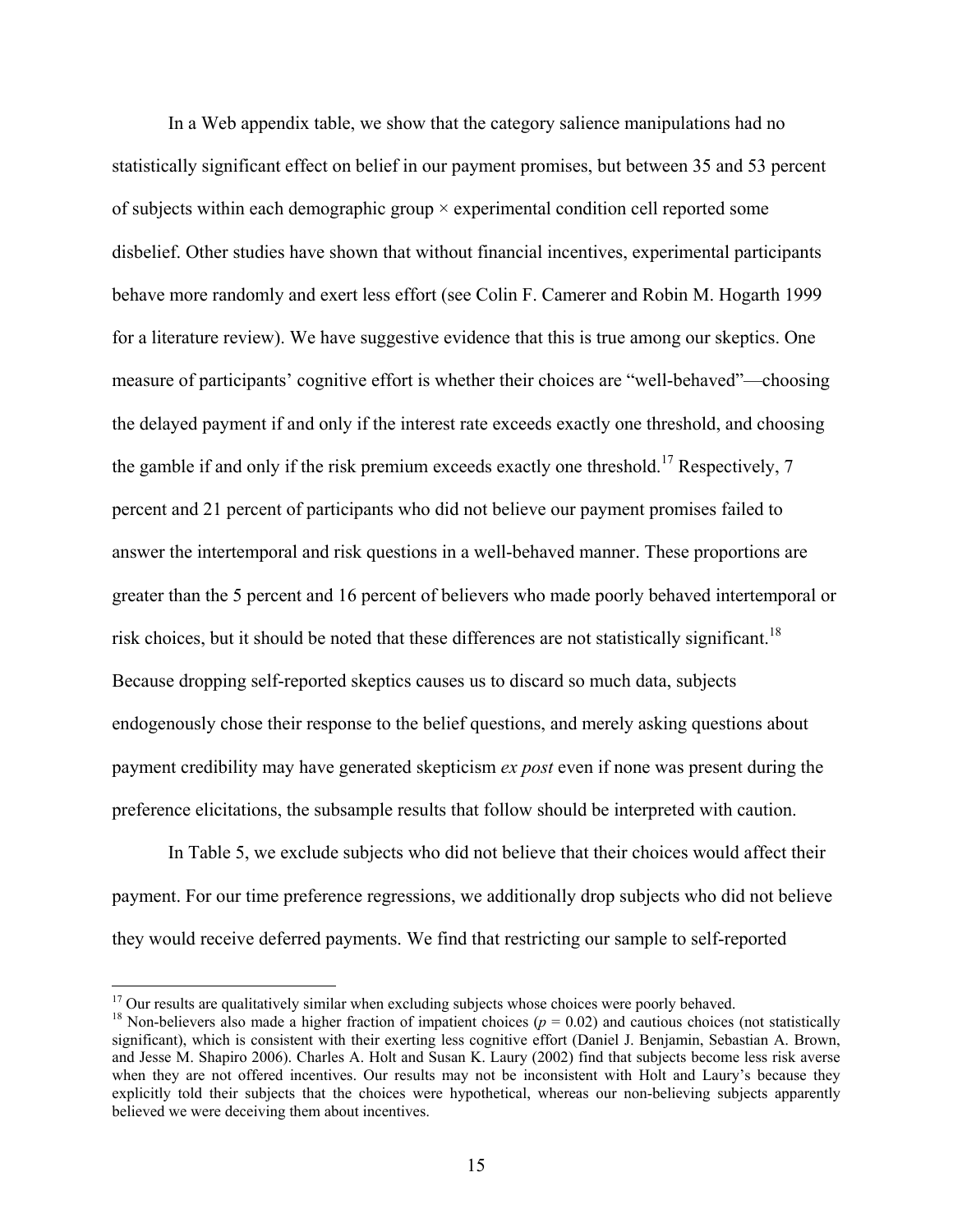In a Web appendix table, we show that the category salience manipulations had no statistically significant effect on belief in our payment promises, but between 35 and 53 percent of subjects within each demographic group × experimental condition cell reported some disbelief. Other studies have shown that without financial incentives, experimental participants behave more randomly and exert less effort (see Colin F. Camerer and Robin M. Hogarth 1999 for a literature review). We have suggestive evidence that this is true among our skeptics. One measure of participants' cognitive effort is whether their choices are "well-behaved"—choosing the delayed payment if and only if the interest rate exceeds exactly one threshold, and choosing the gamble if and only if the risk premium exceeds exactly one threshold.[17] Respectively, 7 percent and 21 percent of participants who did not believe our payment promises failed to answer the intertemporal and risk questions in a well-behaved manner. These proportions are greater than the 5 percent and 16 percent of believers who made poorly behaved intertemporal or risk choices, but it should be noted that these differences are not statistically significant.[18] Because dropping self-reported skeptics causes us to discard so much data, subjects endogenously chose their response to the belief questions, and merely asking questions about payment credibility may have generated skepticism *ex post* even if none was present during the preference elicitations, the subsample results that follow should be interpreted with caution.

In Table 5, we exclude subjects who did not believe that their choices would affect their payment. For our time preference regressions, we additionally drop subjects who did not believe they would receive deferred payments. We find that restricting our sample to self-reported

[17] Our results are qualitatively similar when excluding subjects whose choices were poorly behaved.

[18] Non-believers also made a higher fraction of impatient choices ($p = 0.02$) and cautious choices (not statistically significant), which is consistent with their exerting less cognitive effort (Daniel J. Benjamin, Sebastian A. Brown, and Jesse M. Shapiro 2006). Charles A. Holt and Susan K. Laury (2002) find that subjects become less risk averse when they are not offered incentives. Our results may not be inconsistent with Holt and Laury's because they explicitly told their subjects that the choices were hypothetical, whereas our non-believing subjects apparently believed we were deceiving them about incentives.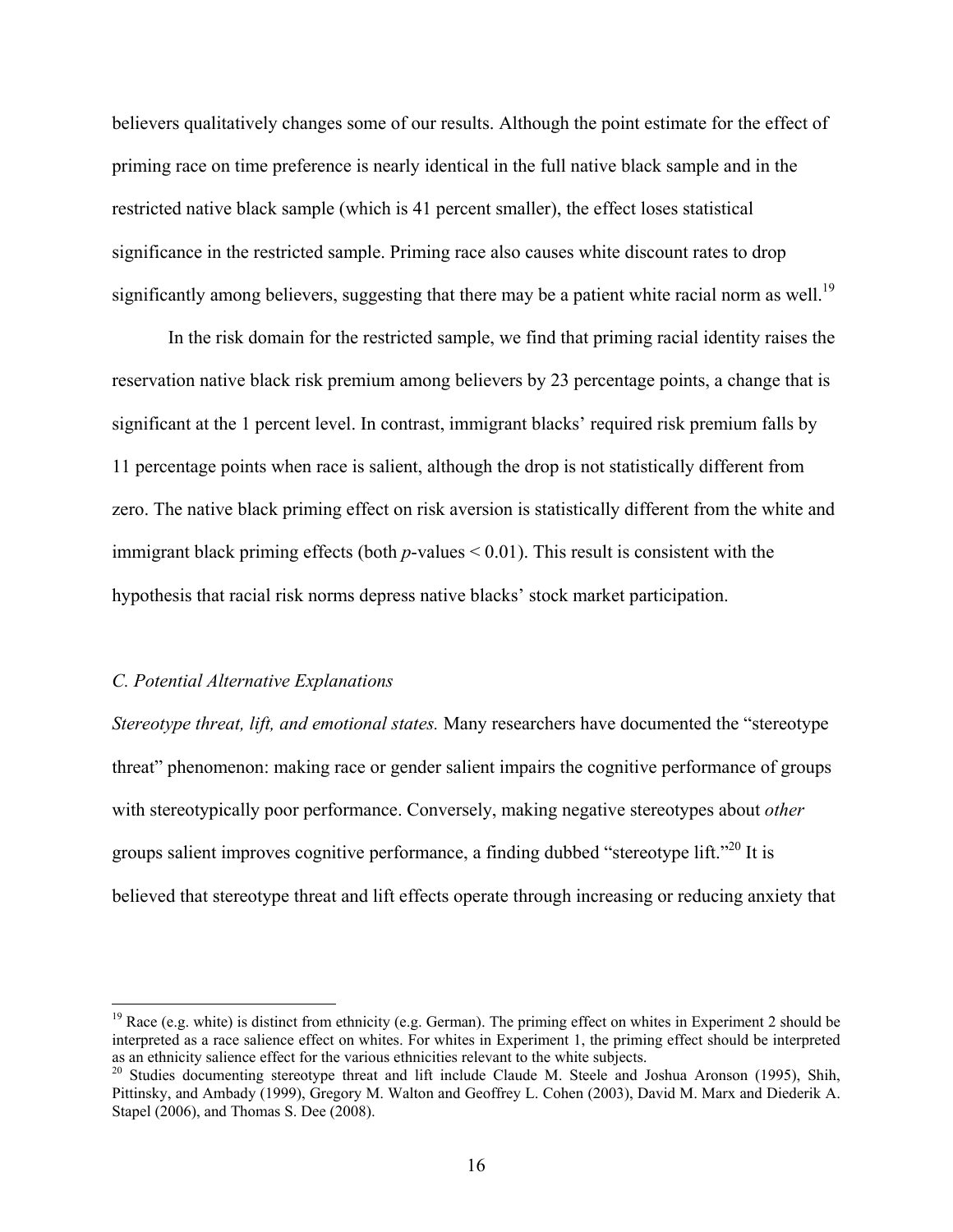believers qualitatively changes some of our results. Although the point estimate for the effect of priming race on time preference is nearly identical in the full native black sample and in the restricted native black sample (which is 41 percent smaller), the effect loses statistical significance in the restricted sample. Priming race also causes white discount rates to drop significantly among believers, suggesting that there may be a patient white racial norm as well.[19]

In the risk domain for the restricted sample, we find that priming racial identity raises the reservation native black risk premium among believers by 23 percentage points, a change that is significant at the 1 percent level. In contrast, immigrant blacks' required risk premium falls by 11 percentage points when race is salient, although the drop is not statistically different from zero. The native black priming effect on risk aversion is statistically different from the white and immigrant black priming effects (both *p*-values < 0.01). This result is consistent with the hypothesis that racial risk norms depress native blacks' stock market participation.

### *C. Potential Alternative Explanations*

*Stereotype threat, lift, and emotional states.* Many researchers have documented the "stereotype threat" phenomenon: making race or gender salient impairs the cognitive performance of groups with stereotypically poor performance. Conversely, making negative stereotypes about *other* groups salient improves cognitive performance, a finding dubbed "stereotype lift."[20] It is believed that stereotype threat and lift effects operate through increasing or reducing anxiety that

---

[19] Race (e.g. white) is distinct from ethnicity (e.g. German). The priming effect on whites in Experiment 2 should be interpreted as a race salience effect on whites. For whites in Experiment 1, the priming effect should be interpreted as an ethnicity salience effect for the various ethnicities relevant to the white subjects.

[20] Studies documenting stereotype threat and lift include Claude M. Steele and Joshua Aronson (1995), Shih, Pittinsky, and Ambady (1999), Gregory M. Walton and Geoffrey L. Cohen (2003), David M. Marx and Diederik A. Stapel (2006), and Thomas S. Dee (2008).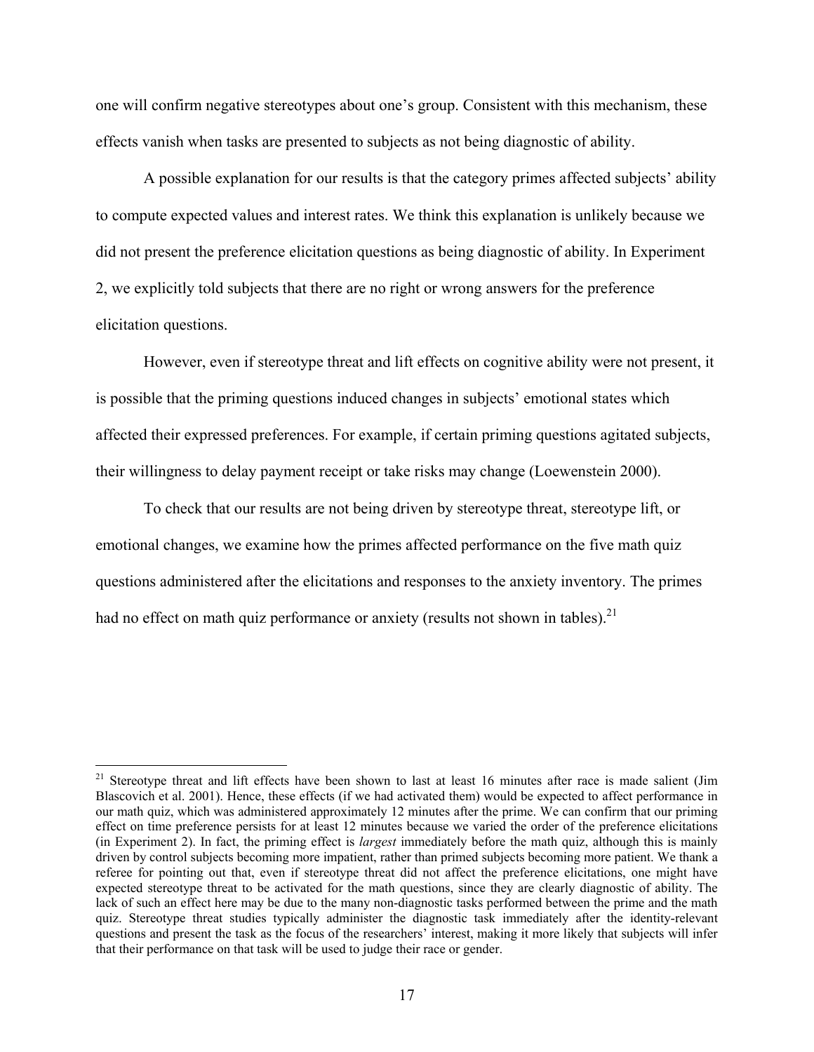one will confirm negative stereotypes about one's group. Consistent with this mechanism, these effects vanish when tasks are presented to subjects as not being diagnostic of ability.

A possible explanation for our results is that the category primes affected subjects' ability to compute expected values and interest rates. We think this explanation is unlikely because we did not present the preference elicitation questions as being diagnostic of ability. In Experiment 2, we explicitly told subjects that there are no right or wrong answers for the preference elicitation questions.

However, even if stereotype threat and lift effects on cognitive ability were not present, it is possible that the priming questions induced changes in subjects' emotional states which affected their expressed preferences. For example, if certain priming questions agitated subjects, their willingness to delay payment receipt or take risks may change (Loewenstein 2000).

To check that our results are not being driven by stereotype threat, stereotype lift, or emotional changes, we examine how the primes affected performance on the five math quiz questions administered after the elicitations and responses to the anxiety inventory. The primes had no effect on math quiz performance or anxiety (results not shown in tables).[21]

---

[21] Stereotype threat and lift effects have been shown to last at least 16 minutes after race is made salient (Jim Blascovich et al. 2001). Hence, these effects (if we had activated them) would be expected to affect performance in our math quiz, which was administered approximately 12 minutes after the prime. We can confirm that our priming effect on time preference persists for at least 12 minutes because we varied the order of the preference elicitations (in Experiment 2). In fact, the priming effect is *largest* immediately before the math quiz, although this is mainly driven by control subjects becoming more impatient, rather than primed subjects becoming more patient. We thank a referee for pointing out that, even if stereotype threat did not affect the preference elicitations, one might have expected stereotype threat to be activated for the math questions, since they are clearly diagnostic of ability. The lack of such an effect here may be due to the many non-diagnostic tasks performed between the prime and the math quiz. Stereotype threat studies typically administer the diagnostic task immediately after the identity-relevant questions and present the task as the focus of the researchers' interest, making it more likely that subjects will infer that their performance on that task will be used to judge their race or gender.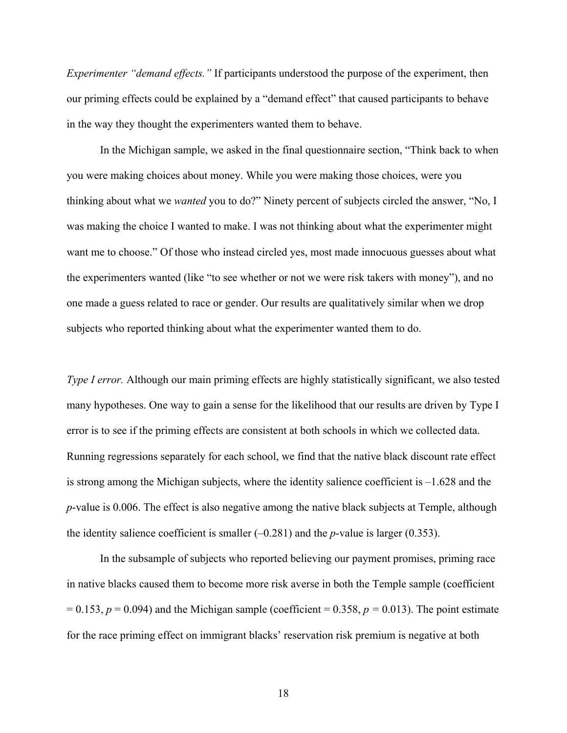*Experimenter "demand effects."* If participants understood the purpose of the experiment, then our priming effects could be explained by a "demand effect" that caused participants to behave in the way they thought the experimenters wanted them to behave.

In the Michigan sample, we asked in the final questionnaire section, "Think back to when you were making choices about money. While you were making those choices, were you thinking about what we *wanted* you to do?" Ninety percent of subjects circled the answer, "No, I was making the choice I wanted to make. I was not thinking about what the experimenter might want me to choose." Of those who instead circled yes, most made innocuous guesses about what the experimenters wanted (like "to see whether or not we were risk takers with money"), and no one made a guess related to race or gender. Our results are qualitatively similar when we drop subjects who reported thinking about what the experimenter wanted them to do.

*Type I error.* Although our main priming effects are highly statistically significant, we also tested many hypotheses. One way to gain a sense for the likelihood that our results are driven by Type I error is to see if the priming effects are consistent at both schools in which we collected data. Running regressions separately for each school, we find that the native black discount rate effect is strong among the Michigan subjects, where the identity salience coefficient is –1.628 and the *p*-value is 0.006. The effect is also negative among the native black subjects at Temple, although the identity salience coefficient is smaller (–0.281) and the *p*-value is larger (0.353).

In the subsample of subjects who reported believing our payment promises, priming race in native blacks caused them to become more risk averse in both the Temple sample (coefficient = 0.153, $p = 0.094$) and the Michigan sample (coefficient = 0.358, $p = 0.013$). The point estimate for the race priming effect on immigrant blacks' reservation risk premium is negative at both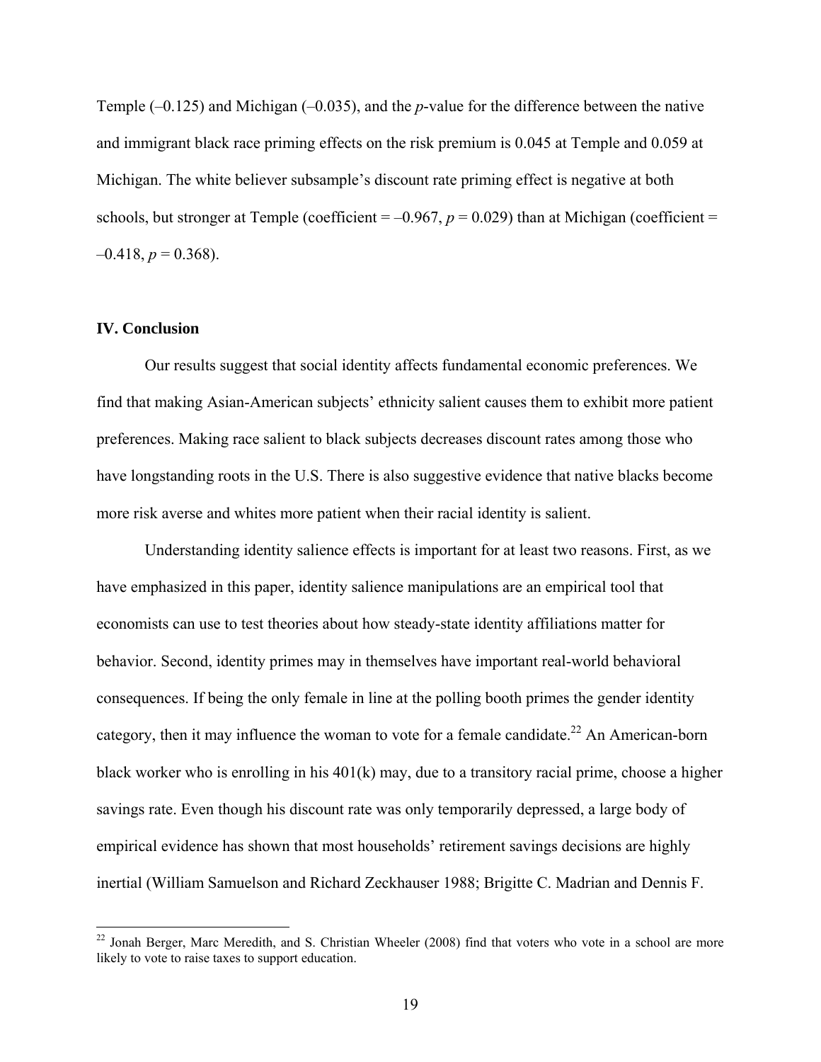Temple (–0.125) and Michigan (–0.035), and the *p*-value for the difference between the native and immigrant black race priming effects on the risk premium is 0.045 at Temple and 0.059 at Michigan. The white believer subsample's discount rate priming effect is negative at both schools, but stronger at Temple (coefficient = –0.967, $p = 0.029$) than at Michigan (coefficient = –0.418, $p = 0.368$).

## IV. Conclusion

Our results suggest that social identity affects fundamental economic preferences. We find that making Asian-American subjects' ethnicity salient causes them to exhibit more patient preferences. Making race salient to black subjects decreases discount rates among those who have longstanding roots in the U.S. There is also suggestive evidence that native blacks become more risk averse and whites more patient when their racial identity is salient.

Understanding identity salience effects is important for at least two reasons. First, as we have emphasized in this paper, identity salience manipulations are an empirical tool that economists can use to test theories about how steady-state identity affiliations matter for behavior. Second, identity primes may in themselves have important real-world behavioral consequences. If being the only female in line at the polling booth primes the gender identity category, then it may influence the woman to vote for a female candidate.[22] An American-born black worker who is enrolling in his 401(k) may, due to a transitory racial prime, choose a higher savings rate. Even though his discount rate was only temporarily depressed, a large body of empirical evidence has shown that most households' retirement savings decisions are highly inertial (William Samuelson and Richard Zeckhauser 1988; Brigitte C. Madrian and Dennis F.

[22] Jonah Berger, Marc Meredith, and S. Christian Wheeler (2008) find that voters who vote in a school are more likely to vote to raise taxes to support education.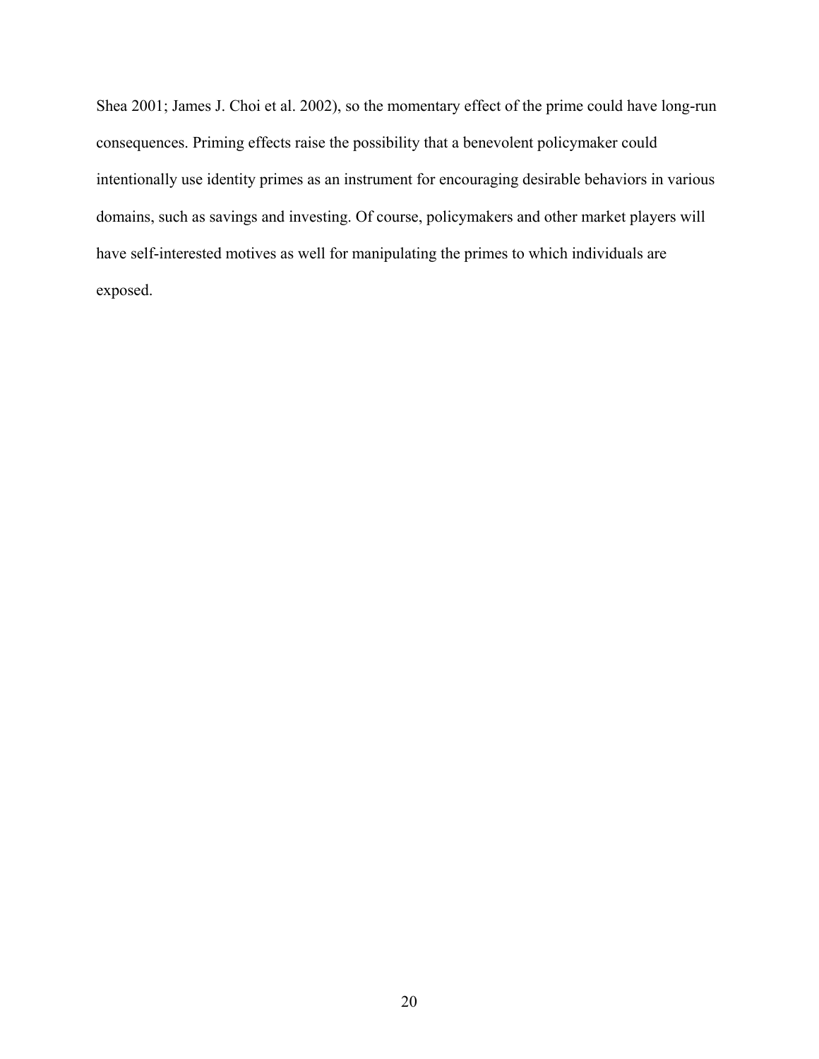Shea 2001; James J. Choi et al. 2002), so the momentary effect of the prime could have long-run consequences. Priming effects raise the possibility that a benevolent policymaker could intentionally use identity primes as an instrument for encouraging desirable behaviors in various domains, such as savings and investing. Of course, policymakers and other market players will have self-interested motives as well for manipulating the primes to which individuals are exposed.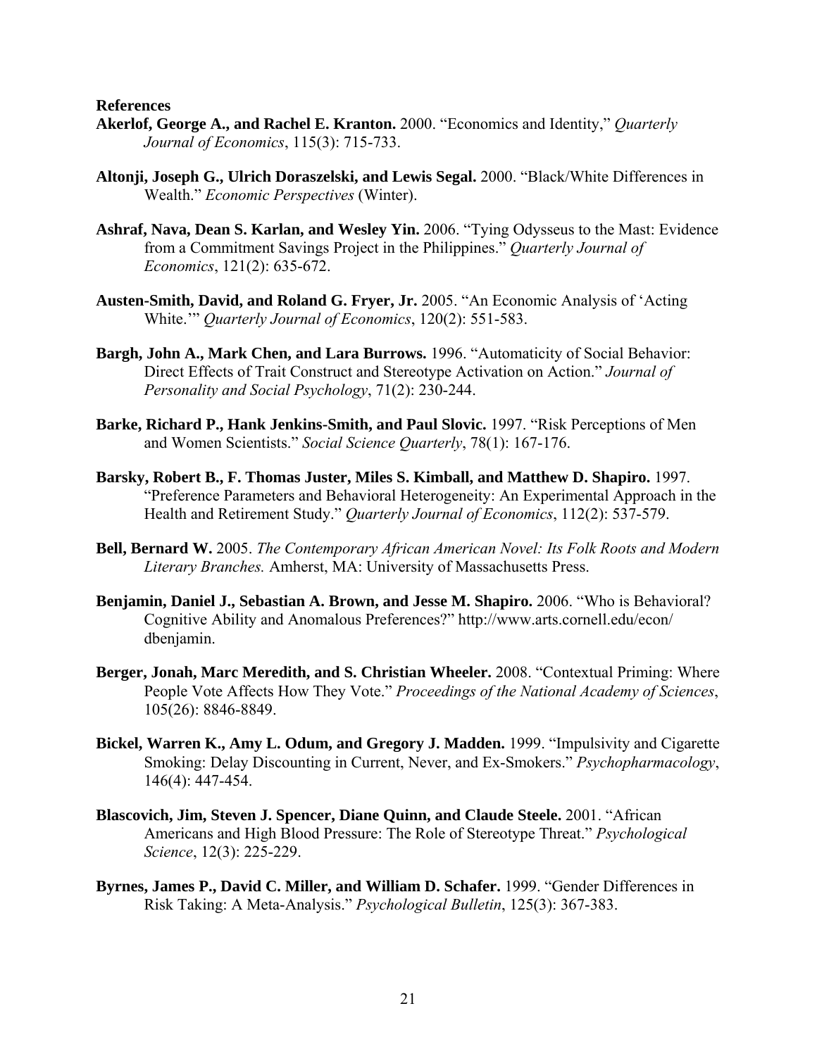**References**

**Akerlof, George A., and Rachel E. Kranton.** 2000. “Economics and Identity,” *Quarterly Journal of Economics*, 115(3): 715-733.

**Altonji, Joseph G., Ulrich Doraszelski, and Lewis Segal.** 2000. “Black/White Differences in Wealth.” *Economic Perspectives* (Winter).

**Ashraf, Nava, Dean S. Karlan, and Wesley Yin.** 2006. “Tying Odysseus to the Mast: Evidence from a Commitment Savings Project in the Philippines.” *Quarterly Journal of Economics*, 121(2): 635-672.

**Austen-Smith, David, and Roland G. Fryer, Jr.** 2005. “An Economic Analysis of ‘Acting White.’” *Quarterly Journal of Economics*, 120(2): 551-583.

**Bargh, John A., Mark Chen, and Lara Burrows.** 1996. “Automaticity of Social Behavior: Direct Effects of Trait Construct and Stereotype Activation on Action.” *Journal of Personality and Social Psychology*, 71(2): 230-244.

**Barke, Richard P., Hank Jenkins-Smith, and Paul Slovic.** 1997. “Risk Perceptions of Men and Women Scientists.” *Social Science Quarterly*, 78(1): 167-176.

**Barsky, Robert B., F. Thomas Juster, Miles S. Kimball, and Matthew D. Shapiro.** 1997. “Preference Parameters and Behavioral Heterogeneity: An Experimental Approach in the Health and Retirement Study.” *Quarterly Journal of Economics*, 112(2): 537-579.

**Bell, Bernard W.** 2005. *The Contemporary African American Novel: Its Folk Roots and Modern Literary Branches.* Amherst, MA: University of Massachusetts Press.

**Benjamin, Daniel J., Sebastian A. Brown, and Jesse M. Shapiro.** 2006. “Who is Behavioral? Cognitive Ability and Anomalous Preferences?” http://www.arts.cornell.edu/econ/dbenjamin.

**Berger, Jonah, Marc Meredith, and S. Christian Wheeler.** 2008. “Contextual Priming: Where People Vote Affects How They Vote.” *Proceedings of the National Academy of Sciences*, 105(26): 8846-8849.

**Bickel, Warren K., Amy L. Odum, and Gregory J. Madden.** 1999. “Impulsivity and Cigarette Smoking: Delay Discounting in Current, Never, and Ex-Smokers.” *Psychopharmacology*, 146(4): 447-454.

**Blascovich, Jim, Steven J. Spencer, Diane Quinn, and Claude Steele.** 2001. “African Americans and High Blood Pressure: The Role of Stereotype Threat.” *Psychological Science*, 12(3): 225-229.

**Byrnes, James P., David C. Miller, and William D. Schafer.** 1999. “Gender Differences in Risk Taking: A Meta-Analysis.” *Psychological Bulletin*, 125(3): 367-383.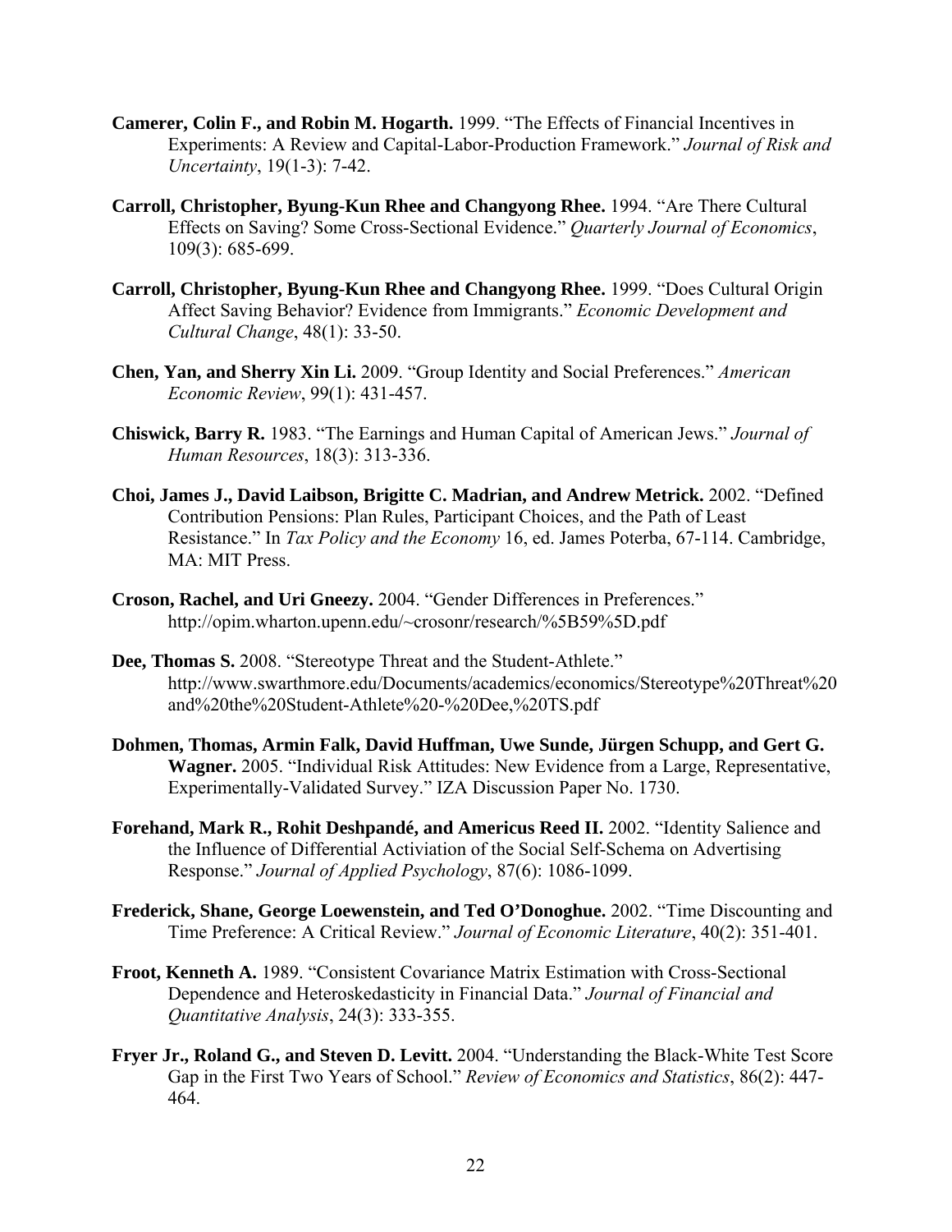**Camerer, Colin F., and Robin M. Hogarth.** 1999. "The Effects of Financial Incentives in Experiments: A Review and Capital-Labor-Production Framework." *Journal of Risk and Uncertainty*, 19(1-3): 7-42.

**Carroll, Christopher, Byung-Kun Rhee and Changyong Rhee.** 1994. "Are There Cultural Effects on Saving? Some Cross-Sectional Evidence." *Quarterly Journal of Economics*, 109(3): 685-699.

**Carroll, Christopher, Byung-Kun Rhee and Changyong Rhee.** 1999. "Does Cultural Origin Affect Saving Behavior? Evidence from Immigrants." *Economic Development and Cultural Change*, 48(1): 33-50.

**Chen, Yan, and Sherry Xin Li.** 2009. "Group Identity and Social Preferences." *American Economic Review*, 99(1): 431-457.

**Chiswick, Barry R.** 1983. "The Earnings and Human Capital of American Jews." *Journal of Human Resources*, 18(3): 313-336.

**Choi, James J., David Laibson, Brigitte C. Madrian, and Andrew Metrick.** 2002. "Defined Contribution Pensions: Plan Rules, Participant Choices, and the Path of Least Resistance." In *Tax Policy and the Economy* 16, ed. James Poterba, 67-114. Cambridge, MA: MIT Press.

**Croson, Rachel, and Uri Gneezy.** 2004. "Gender Differences in Preferences." http://opim.wharton.upenn.edu/~crosonr/research/%5B59%5D.pdf

**Dee, Thomas S.** 2008. "Stereotype Threat and the Student-Athlete." http://www.swarthmore.edu/Documents/academics/economics/Stereotype%20Threat%20and%20the%20Student-Athlete%20-%20Dee,%20TS.pdf

**Dohmen, Thomas, Armin Falk, David Huffman, Uwe Sunde, Jürgen Schupp, and Gert G. Wagner.** 2005. "Individual Risk Attitudes: New Evidence from a Large, Representative, Experimentally-Validated Survey." IZA Discussion Paper No. 1730.

**Forehand, Mark R., Rohit Deshpandé, and Americus Reed II.** 2002. "Identity Salience and the Influence of Differential Activiation of the Social Self-Schema on Advertising Response." *Journal of Applied Psychology*, 87(6): 1086-1099.

**Frederick, Shane, George Loewenstein, and Ted O'Donoghue.** 2002. "Time Discounting and Time Preference: A Critical Review." *Journal of Economic Literature*, 40(2): 351-401.

**Froot, Kenneth A.** 1989. "Consistent Covariance Matrix Estimation with Cross-Sectional Dependence and Heteroskedasticity in Financial Data." *Journal of Financial and Quantitative Analysis*, 24(3): 333-355.

**Fryer Jr., Roland G., and Steven D. Levitt.** 2004. "Understanding the Black-White Test Score Gap in the First Two Years of School." *Review of Economics and Statistics*, 86(2): 447-464.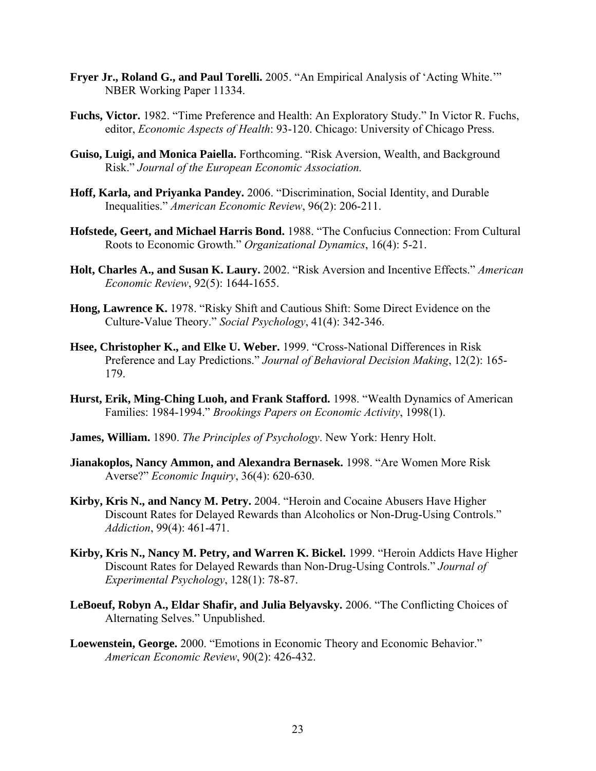**Fryer Jr., Roland G., and Paul Torelli.** 2005. "An Empirical Analysis of 'Acting White.'" NBER Working Paper 11334.

**Fuchs, Victor.** 1982. "Time Preference and Health: An Exploratory Study." In Victor R. Fuchs, editor, *Economic Aspects of Health*: 93-120. Chicago: University of Chicago Press.

**Guiso, Luigi, and Monica Paiella.** Forthcoming. "Risk Aversion, Wealth, and Background Risk." *Journal of the European Economic Association.*

**Hoff, Karla, and Priyanka Pandey.** 2006. "Discrimination, Social Identity, and Durable Inequalities." *American Economic Review*, 96(2): 206-211.

**Hofstede, Geert, and Michael Harris Bond.** 1988. "The Confucius Connection: From Cultural Roots to Economic Growth." *Organizational Dynamics*, 16(4): 5-21.

**Holt, Charles A., and Susan K. Laury.** 2002. "Risk Aversion and Incentive Effects." *American Economic Review*, 92(5): 1644-1655.

**Hong, Lawrence K.** 1978. "Risky Shift and Cautious Shift: Some Direct Evidence on the Culture-Value Theory." *Social Psychology*, 41(4): 342-346.

**Hsee, Christopher K., and Elke U. Weber.** 1999. "Cross-National Differences in Risk Preference and Lay Predictions." *Journal of Behavioral Decision Making*, 12(2): 165-179.

**Hurst, Erik, Ming-Ching Luoh, and Frank Stafford.** 1998. "Wealth Dynamics of American Families: 1984-1994." *Brookings Papers on Economic Activity*, 1998(1).

**James, William.** 1890. *The Principles of Psychology*. New York: Henry Holt.

**Jianakoplos, Nancy Ammon, and Alexandra Bernasek.** 1998. "Are Women More Risk Averse?" *Economic Inquiry*, 36(4): 620-630.

**Kirby, Kris N., and Nancy M. Petry.** 2004. "Heroin and Cocaine Abusers Have Higher Discount Rates for Delayed Rewards than Alcoholics or Non-Drug-Using Controls." *Addiction*, 99(4): 461-471.

**Kirby, Kris N., Nancy M. Petry, and Warren K. Bickel.** 1999. "Heroin Addicts Have Higher Discount Rates for Delayed Rewards than Non-Drug-Using Controls." *Journal of Experimental Psychology*, 128(1): 78-87.

**LeBoeuf, Robyn A., Eldar Shafir, and Julia Belyavsky.** 2006. "The Conflicting Choices of Alternating Selves." Unpublished.

**Loewenstein, George.** 2000. "Emotions in Economic Theory and Economic Behavior." *American Economic Review*, 90(2): 426-432.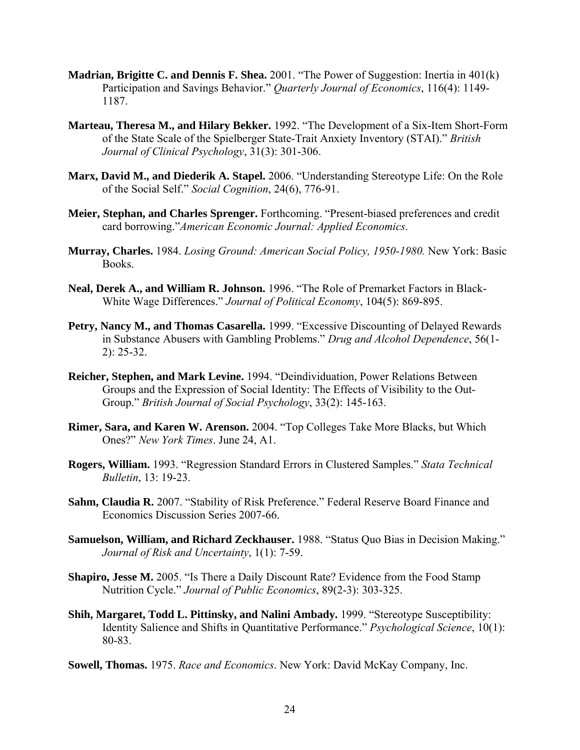**Madrian, Brigitte C. and Dennis F. Shea.** 2001. "The Power of Suggestion: Inertia in 401(k) Participation and Savings Behavior." *Quarterly Journal of Economics*, 116(4): 1149-1187.

**Marteau, Theresa M., and Hilary Bekker.** 1992. "The Development of a Six-Item Short-Form of the State Scale of the Spielberger State-Trait Anxiety Inventory (STAI)." *British Journal of Clinical Psychology*, 31(3): 301-306.

**Marx, David M., and Diederik A. Stapel.** 2006. "Understanding Stereotype Life: On the Role of the Social Self." *Social Cognition*, 24(6), 776-91.

**Meier, Stephan, and Charles Sprenger.** Forthcoming. "Present-biased preferences and credit card borrowing."*American Economic Journal: Applied Economics*.

**Murray, Charles.** 1984. *Losing Ground: American Social Policy, 1950-1980.* New York: Basic Books.

**Neal, Derek A., and William R. Johnson.** 1996. "The Role of Premarket Factors in Black-White Wage Differences." *Journal of Political Economy*, 104(5): 869-895.

**Petry, Nancy M., and Thomas Casarella.** 1999. "Excessive Discounting of Delayed Rewards in Substance Abusers with Gambling Problems." *Drug and Alcohol Dependence*, 56(1-2): 25-32.

**Reicher, Stephen, and Mark Levine.** 1994. "Deindividuation, Power Relations Between Groups and the Expression of Social Identity: The Effects of Visibility to the Out-Group." *British Journal of Social Psychology*, 33(2): 145-163.

**Rimer, Sara, and Karen W. Arenson.** 2004. "Top Colleges Take More Blacks, but Which Ones?" *New York Times*. June 24, A1.

**Rogers, William.** 1993. "Regression Standard Errors in Clustered Samples." *Stata Technical Bulletin*, 13: 19-23.

**Sahm, Claudia R.** 2007. "Stability of Risk Preference." Federal Reserve Board Finance and Economics Discussion Series 2007-66.

**Samuelson, William, and Richard Zeckhauser.** 1988. "Status Quo Bias in Decision Making." *Journal of Risk and Uncertainty*, 1(1): 7-59.

**Shapiro, Jesse M.** 2005. "Is There a Daily Discount Rate? Evidence from the Food Stamp Nutrition Cycle." *Journal of Public Economics*, 89(2-3): 303-325.

**Shih, Margaret, Todd L. Pittinsky, and Nalini Ambady.** 1999. "Stereotype Susceptibility: Identity Salience and Shifts in Quantitative Performance." *Psychological Science*, 10(1): 80-83.

**Sowell, Thomas.** 1975. *Race and Economics*. New York: David McKay Company, Inc.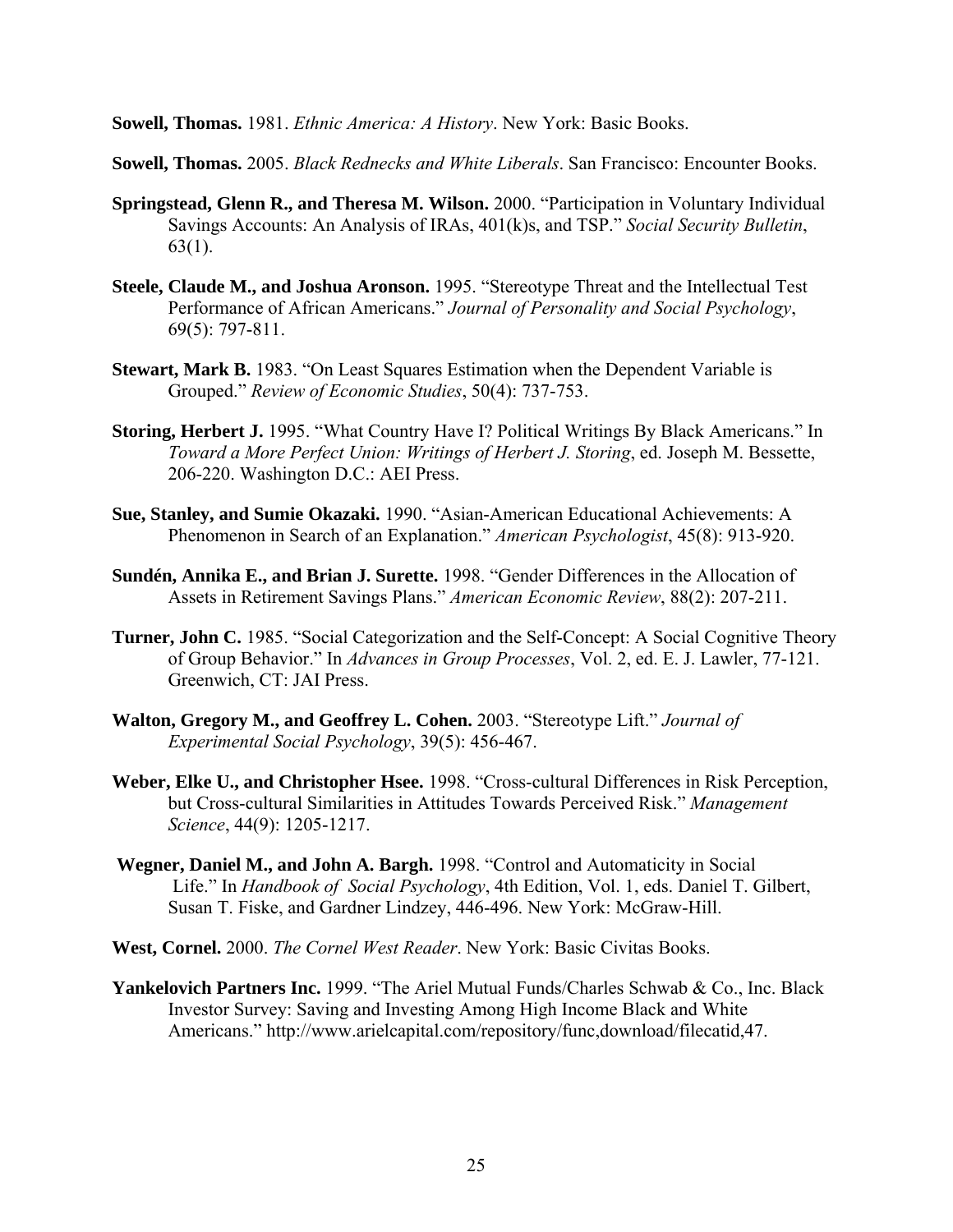**Sowell, Thomas.** 1981. *Ethnic America: A History*. New York: Basic Books.

**Sowell, Thomas.** 2005. *Black Rednecks and White Liberals*. San Francisco: Encounter Books.

**Springstead, Glenn R., and Theresa M. Wilson.** 2000. "Participation in Voluntary Individual Savings Accounts: An Analysis of IRAs, 401(k)s, and TSP." *Social Security Bulletin*, 63(1).

**Steele, Claude M., and Joshua Aronson.** 1995. "Stereotype Threat and the Intellectual Test Performance of African Americans." *Journal of Personality and Social Psychology*, 69(5): 797-811.

**Stewart, Mark B.** 1983. "On Least Squares Estimation when the Dependent Variable is Grouped." *Review of Economic Studies*, 50(4): 737-753.

**Storing, Herbert J.** 1995. "What Country Have I? Political Writings By Black Americans." In *Toward a More Perfect Union: Writings of Herbert J. Storing*, ed. Joseph M. Bessette, 206-220. Washington D.C.: AEI Press.

**Sue, Stanley, and Sumie Okazaki.** 1990. "Asian-American Educational Achievements: A Phenomenon in Search of an Explanation." *American Psychologist*, 45(8): 913-920.

**Sundén, Annika E., and Brian J. Surette.** 1998. "Gender Differences in the Allocation of Assets in Retirement Savings Plans." *American Economic Review*, 88(2): 207-211.

**Turner, John C.** 1985. "Social Categorization and the Self-Concept: A Social Cognitive Theory of Group Behavior." In *Advances in Group Processes*, Vol. 2, ed. E. J. Lawler, 77-121. Greenwich, CT: JAI Press.

**Walton, Gregory M., and Geoffrey L. Cohen.** 2003. "Stereotype Lift." *Journal of Experimental Social Psychology*, 39(5): 456-467.

**Weber, Elke U., and Christopher Hsee.** 1998. "Cross-cultural Differences in Risk Perception, but Cross-cultural Similarities in Attitudes Towards Perceived Risk." *Management Science*, 44(9): 1205-1217.

**Wegner, Daniel M., and John A. Bargh.** 1998. "Control and Automaticity in Social Life." In *Handbook of Social Psychology*, 4th Edition, Vol. 1, eds. Daniel T. Gilbert, Susan T. Fiske, and Gardner Lindzey, 446-496. New York: McGraw-Hill.

**West, Cornel.** 2000. *The Cornel West Reader*. New York: Basic Civitas Books.

**Yankelovich Partners Inc.** 1999. "The Ariel Mutual Funds/Charles Schwab & Co., Inc. Black Investor Survey: Saving and Investing Among High Income Black and White Americans." http://www.arielcapital.com/repository/func,download/filecatid,47.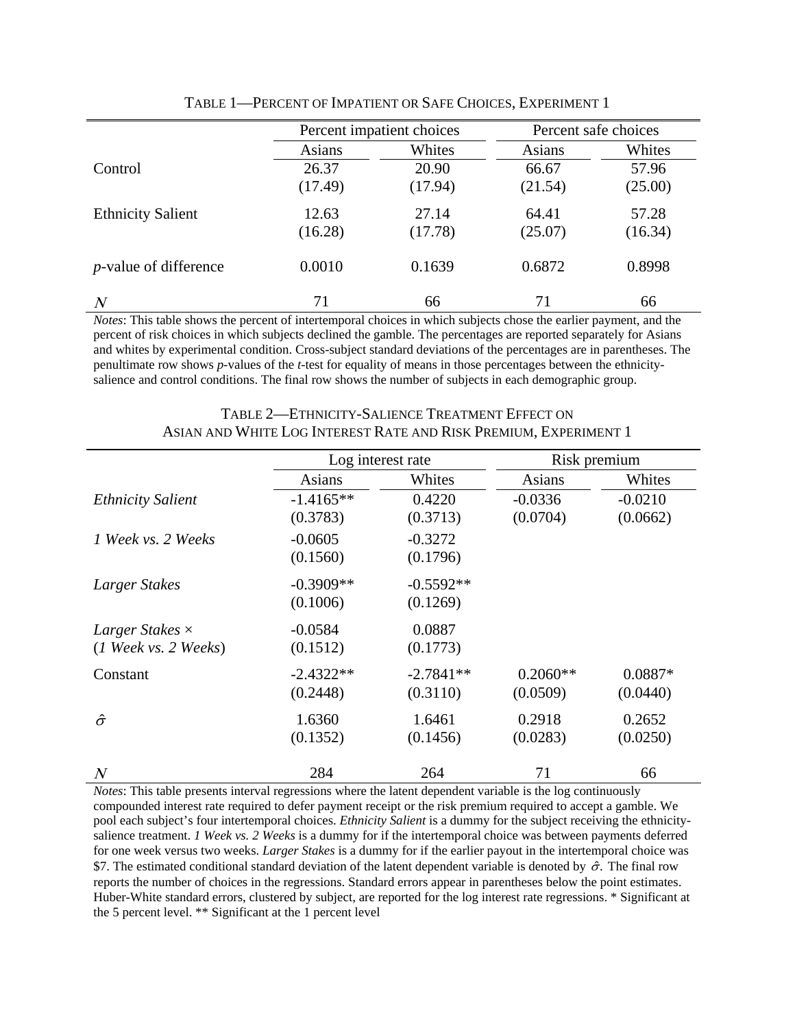TABLE 1—PERCENT OF IMPATIENT OR SAFE CHOICES, EXPERIMENT 1

| | Percent impatient choices | | Percent safe choices | |
|---|---|---|---|---|
| | Asians | Whites | Asians | Whites |
| Control | 26.37 | 20.90 | 66.67 | 57.96 |
| | (17.49) | (17.94) | (21.54) | (25.00) |
| Ethnicity Salient | 12.63 | 27.14 | 64.41 | 57.28 |
| | (16.28) | (17.78) | (25.07) | (16.34) |
| *p*-value of difference | 0.0010 | 0.1639 | 0.6872 | 0.8998 |
| $N$ | 71 | 66 | 71 | 66 |

*Notes*: This table shows the percent of intertemporal choices in which subjects chose the earlier payment, and the percent of risk choices in which subjects declined the gamble. The percentages are reported separately for Asians and whites by experimental condition. Cross-subject standard deviations of the percentages are in parentheses. The penultimate row shows *p*-values of the *t*-test for equality of means in those percentages between the ethnicity-salience and control conditions. The final row shows the number of subjects in each demographic group.

TABLE 2—ETHNICITY-SALIENCE TREATMENT EFFECT ON ASIAN AND WHITE LOG INTEREST RATE AND RISK PREMIUM, EXPERIMENT 1

| | Log interest rate | | Risk premium | |
|---|---|---|---|---|
| | Asians | Whites | Asians | Whites |
| *Ethnicity Salient* | -1.4165** | 0.4220 | -0.0336 | -0.0210 |
| | (0.3783) | (0.3713) | (0.0704) | (0.0662) |
| *1 Week vs. 2 Weeks* | -0.0605 | -0.3272 | | |
| | (0.1560) | (0.1796) | | |
| *Larger Stakes* | -0.3909** | -0.5592** | | |
| | (0.1006) | (0.1269) | | |
| *Larger Stakes* × (*1 Week vs. 2 Weeks*) | -0.0584 | 0.0887 | | |
| | (0.1512) | (0.1773) | | |
| Constant | -2.4322** | -2.7841** | 0.2060** | 0.0887* |
| | (0.2448) | (0.3110) | (0.0509) | (0.0440) |
| $\hat{\sigma}$ | 1.6360 | 1.6461 | 0.2918 | 0.2652 |
| | (0.1352) | (0.1456) | (0.0283) | (0.0250) |
| $N$ | 284 | 264 | 71 | 66 |

*Notes*: This table presents interval regressions where the latent dependent variable is the log continuously compounded interest rate required to defer payment receipt or the risk premium required to accept a gamble. We pool each subject's four intertemporal choices. *Ethnicity Salient* is a dummy for the subject receiving the ethnicity-salience treatment. *1 Week vs. 2 Weeks* is a dummy for if the intertemporal choice was between payments deferred for one week versus two weeks. *Larger Stakes* is a dummy for if the earlier payout in the intertemporal choice was $7. The estimated conditional standard deviation of the latent dependent variable is denoted by $\hat{\sigma}$. The final row reports the number of choices in the regressions. Standard errors appear in parentheses below the point estimates. Huber-White standard errors, clustered by subject, are reported for the log interest rate regressions. * Significant at the 5 percent level. ** Significant at the 1 percent level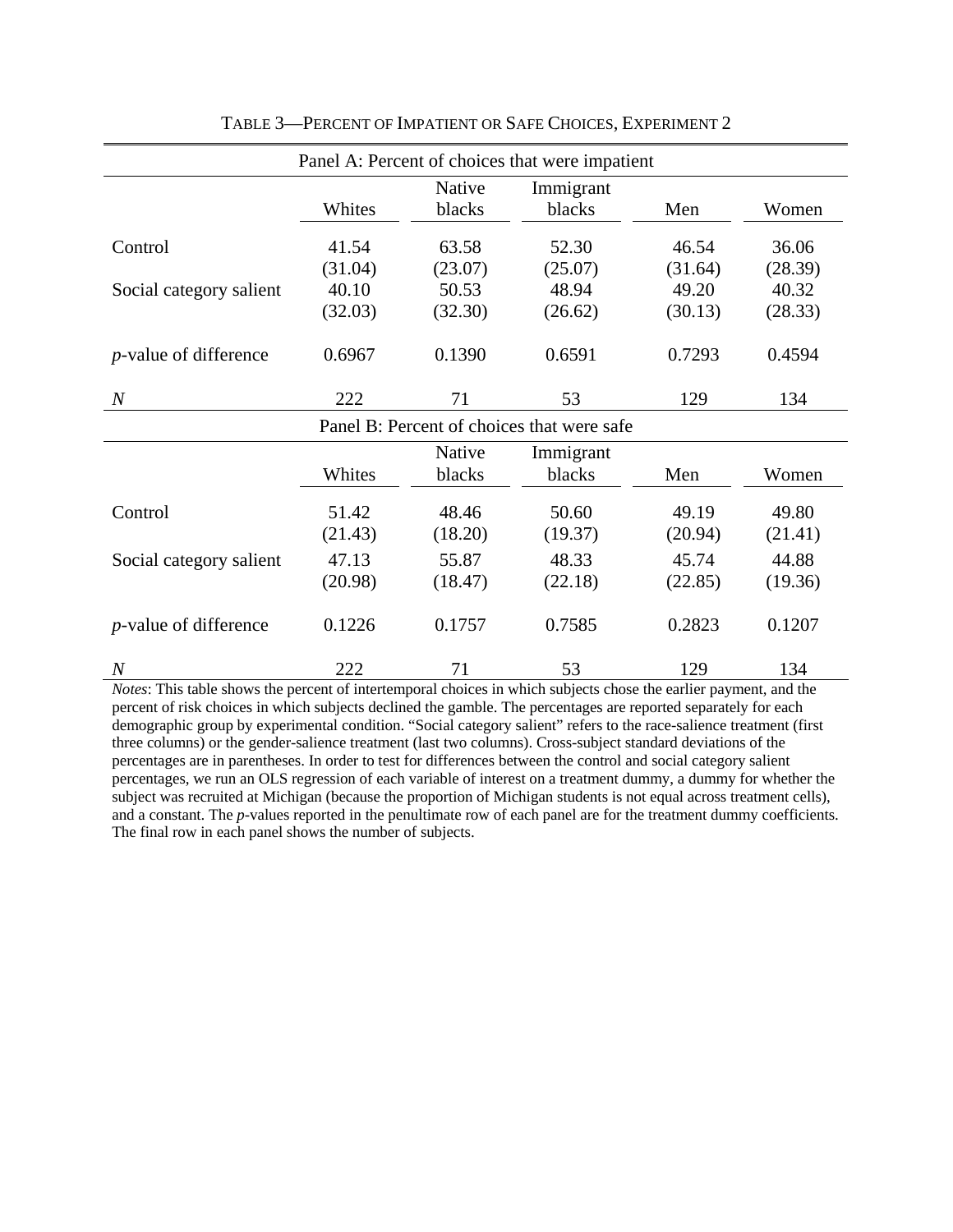TABLE 3—PERCENT OF IMPATIENT OR SAFE CHOICES, EXPERIMENT 2

| Panel A: Percent of choices that were impatient | | | | | |
|---|---|---|---|---|---|
| | Whites | Native blacks | Immigrant blacks | Men | Women |
| Control | 41.54 | 63.58 | 52.30 | 46.54 | 36.06 |
| | (31.04) | (23.07) | (25.07) | (31.64) | (28.39) |
| Social category salient | 40.10 | 50.53 | 48.94 | 49.20 | 40.32 |
| | (32.03) | (32.30) | (26.62) | (30.13) | (28.33) |
| *p*-value of difference | 0.6967 | 0.1390 | 0.6591 | 0.7293 | 0.4594 |
| *N* | 222 | 71 | 53 | 129 | 134 |
| **Panel B: Percent of choices that were safe** | | | | | |
| | Whites | Native blacks | Immigrant blacks | Men | Women |
| Control | 51.42 | 48.46 | 50.60 | 49.19 | 49.80 |
| | (21.43) | (18.20) | (19.37) | (20.94) | (21.41) |
| Social category salient | 47.13 | 55.87 | 48.33 | 45.74 | 44.88 |
| | (20.98) | (18.47) | (22.18) | (22.85) | (19.36) |
| *p*-value of difference | 0.1226 | 0.1757 | 0.7585 | 0.2823 | 0.1207 |
| *N* | 222 | 71 | 53 | 129 | 134 |

*Notes*: This table shows the percent of intertemporal choices in which subjects chose the earlier payment, and the percent of risk choices in which subjects declined the gamble. The percentages are reported separately for each demographic group by experimental condition. "Social category salient" refers to the race-salience treatment (first three columns) or the gender-salience treatment (last two columns). Cross-subject standard deviations of the percentages are in parentheses. In order to test for differences between the control and social category salient percentages, we run an OLS regression of each variable of interest on a treatment dummy, a dummy for whether the subject was recruited at Michigan (because the proportion of Michigan students is not equal across treatment cells), and a constant. The *p*-values reported in the penultimate row of each panel are for the treatment dummy coefficients. The final row in each panel shows the number of subjects.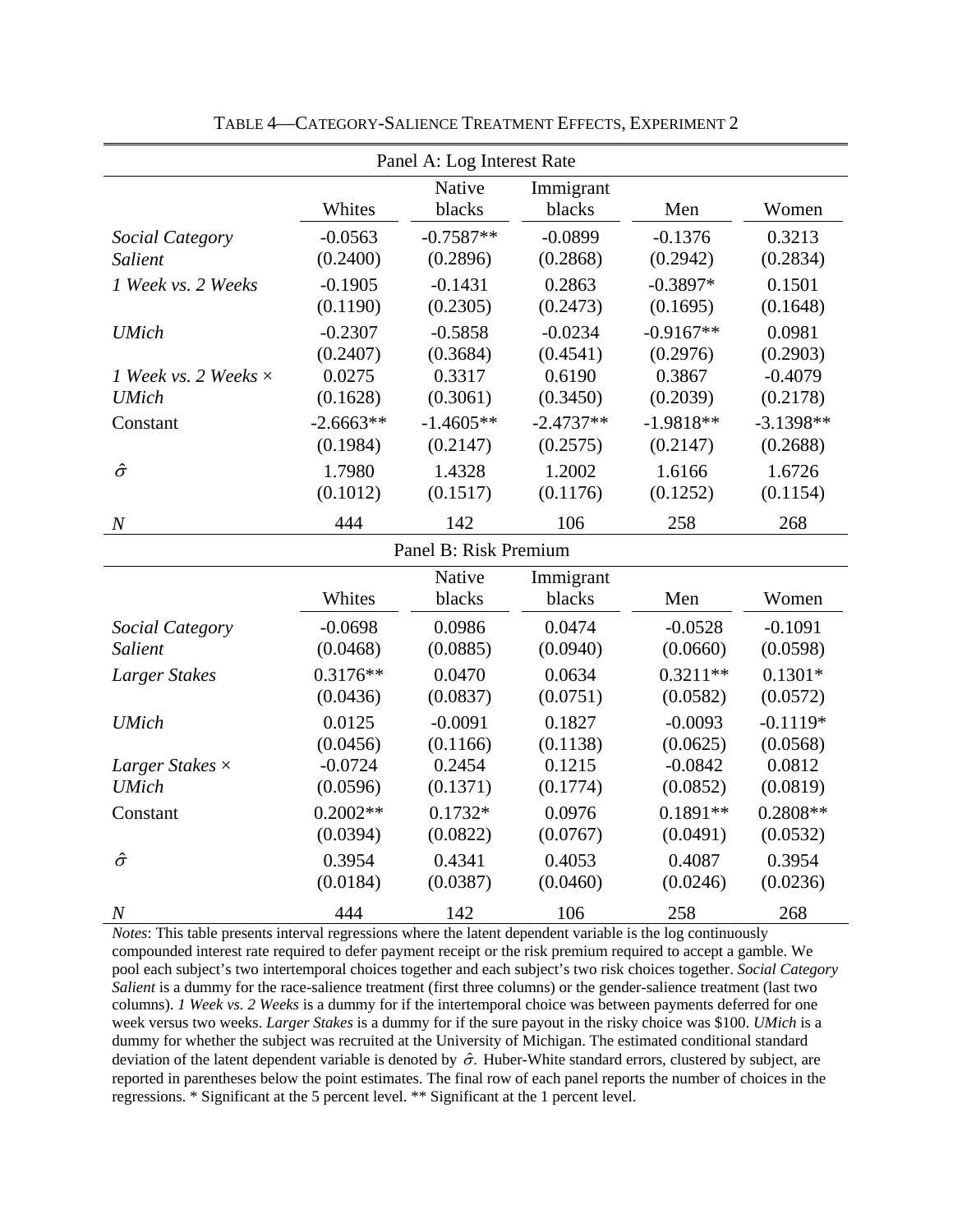TABLE 4—CATEGORY-SALIENCE TREATMENT EFFECTS, EXPERIMENT 2

| Panel A: Log Interest Rate | | | | | |
|---|---|---|---|---|---|
| | Whites | Native blacks | Immigrant blacks | Men | Women |
| *Social Category Salient* | -0.0563 | -0.7587** | -0.0899 | -0.1376 | 0.3213 |
| | (0.2400) | (0.2896) | (0.2868) | (0.2942) | (0.2834) |
| *1 Week vs. 2 Weeks* | -0.1905 | -0.1431 | 0.2863 | -0.3897* | 0.1501 |
| | (0.1190) | (0.2305) | (0.2473) | (0.1695) | (0.1648) |
| *UMich* | -0.2307 | -0.5858 | -0.0234 | -0.9167** | 0.0981 |
| | (0.2407) | (0.3684) | (0.4541) | (0.2976) | (0.2903) |
| *1 Week vs. 2 Weeks × UMich* | 0.0275 | 0.3317 | 0.6190 | 0.3867 | -0.4079 |
| | (0.1628) | (0.3061) | (0.3450) | (0.2039) | (0.2178) |
| Constant | -2.6663** | -1.4605** | -2.4737** | -1.9818** | -3.1398** |
| | (0.1984) | (0.2147) | (0.2575) | (0.2147) | (0.2688) |
| $\hat{\sigma}$ | 1.7980 | 1.4328 | 1.2002 | 1.6166 | 1.6726 |
| | (0.1012) | (0.1517) | (0.1176) | (0.1252) | (0.1154) |
| *N* | 444 | 142 | 106 | 258 | 268 |
| **Panel B: Risk Premium** | | | | | |
| | Whites | Native blacks | Immigrant blacks | Men | Women |
| *Social Category Salient* | -0.0698 | 0.0986 | 0.0474 | -0.0528 | -0.1091 |
| | (0.0468) | (0.0885) | (0.0940) | (0.0660) | (0.0598) |
| *Larger Stakes* | 0.3176** | 0.0470 | 0.0634 | 0.3211** | 0.1301* |
| | (0.0436) | (0.0837) | (0.0751) | (0.0582) | (0.0572) |
| *UMich* | 0.0125 | -0.0091 | 0.1827 | -0.0093 | -0.1119* |
| | (0.0456) | (0.1166) | (0.1138) | (0.0625) | (0.0568) |
| *Larger Stakes × UMich* | -0.0724 | 0.2454 | 0.1215 | -0.0842 | 0.0812 |
| | (0.0596) | (0.1371) | (0.1774) | (0.0852) | (0.0819) |
| Constant | 0.2002** | 0.1732* | 0.0976 | 0.1891** | 0.2808** |
| | (0.0394) | (0.0822) | (0.0767) | (0.0491) | (0.0532) |
| $\hat{\sigma}$ | 0.3954 | 0.4341 | 0.4053 | 0.4087 | 0.3954 |
| | (0.0184) | (0.0387) | (0.0460) | (0.0246) | (0.0236) |
| *N* | 444 | 142 | 106 | 258 | 268 |

*Notes*: This table presents interval regressions where the latent dependent variable is the log continuously compounded interest rate required to defer payment receipt or the risk premium required to accept a gamble. We pool each subject's two intertemporal choices together and each subject's two risk choices together. *Social Category Salient* is a dummy for the race-salience treatment (first three columns) or the gender-salience treatment (last two columns). *1 Week vs. 2 Weeks* is a dummy for if the intertemporal choice was between payments deferred for one week versus two weeks. *Larger Stakes* is a dummy for if the sure payout in the risky choice was $100. *UMich* is a dummy for whether the subject was recruited at the University of Michigan. The estimated conditional standard deviation of the latent dependent variable is denoted by $\hat{\sigma}$. Huber-White standard errors, clustered by subject, are reported in parentheses below the point estimates. The final row of each panel reports the number of choices in the regressions. * Significant at the 5 percent level. ** Significant at the 1 percent level.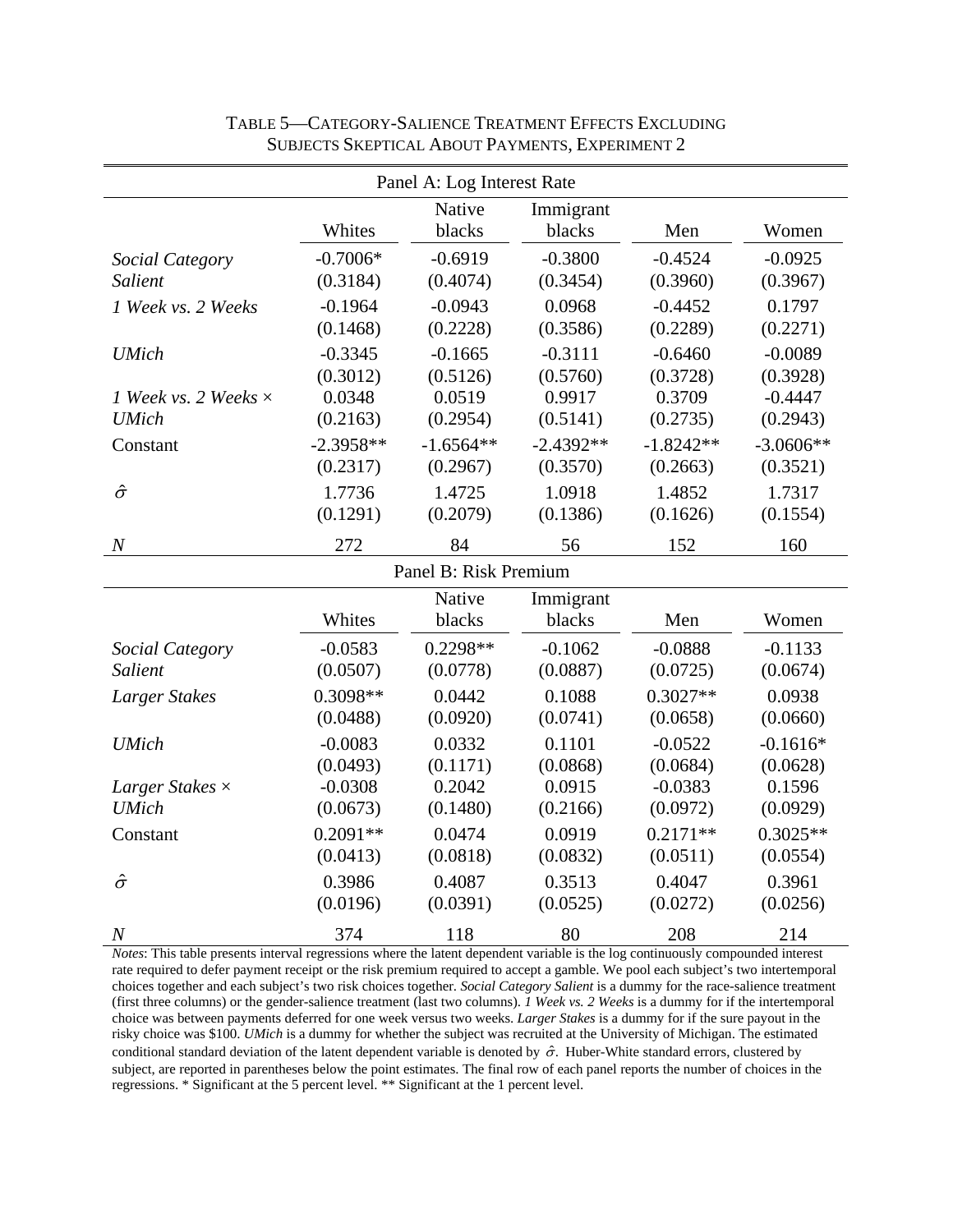TABLE 5—CATEGORY-SALIENCE TREATMENT EFFECTS EXCLUDING SUBJECTS SKEPTICAL ABOUT PAYMENTS, EXPERIMENT 2

| Panel A: Log Interest Rate | | | | | |
|---|---|---|---|---|---|
| | Whites | Native blacks | Immigrant blacks | Men | Women |
| *Social Category Salient* | -0.7006* | -0.6919 | -0.3800 | -0.4524 | -0.0925 |
| | (0.3184) | (0.4074) | (0.3454) | (0.3960) | (0.3967) |
| *1 Week vs. 2 Weeks* | -0.1964 | -0.0943 | 0.0968 | -0.4452 | 0.1797 |
| | (0.1468) | (0.2228) | (0.3586) | (0.2289) | (0.2271) |
| *UMich* | -0.3345 | -0.1665 | -0.3111 | -0.6460 | -0.0089 |
| | (0.3012) | (0.5126) | (0.5760) | (0.3728) | (0.3928) |
| *1 Week vs. 2 Weeks × UMich* | 0.0348 | 0.0519 | 0.9917 | 0.3709 | -0.4447 |
| | (0.2163) | (0.2954) | (0.5141) | (0.2735) | (0.2943) |
| Constant | -2.3958** | -1.6564** | -2.4392** | -1.8242** | -3.0606** |
| | (0.2317) | (0.2967) | (0.3570) | (0.2663) | (0.3521) |
| $\hat{\sigma}$ | 1.7736 | 1.4725 | 1.0918 | 1.4852 | 1.7317 |
| | (0.1291) | (0.2079) | (0.1386) | (0.1626) | (0.1554) |
| $N$ | 272 | 84 | 56 | 152 | 160 |

| Panel B: Risk Premium | | | | | |
|---|---|---|---|---|---|
| | Whites | Native blacks | Immigrant blacks | Men | Women |
| *Social Category Salient* | -0.0583 | 0.2298** | -0.1062 | -0.0888 | -0.1133 |
| | (0.0507) | (0.0778) | (0.0887) | (0.0725) | (0.0674) |
| *Larger Stakes* | 0.3098** | 0.0442 | 0.1088 | 0.3027** | 0.0938 |
| | (0.0488) | (0.0920) | (0.0741) | (0.0658) | (0.0660) |
| *UMich* | -0.0083 | 0.0332 | 0.1101 | -0.0522 | -0.1616* |
| | (0.0493) | (0.1171) | (0.0868) | (0.0684) | (0.0628) |
| *Larger Stakes × UMich* | -0.0308 | 0.2042 | 0.0915 | -0.0383 | 0.1596 |
| | (0.0673) | (0.1480) | (0.2166) | (0.0972) | (0.0929) |
| Constant | 0.2091** | 0.0474 | 0.0919 | 0.2171** | 0.3025** |
| | (0.0413) | (0.0818) | (0.0832) | (0.0511) | (0.0554) |
| $\hat{\sigma}$ | 0.3986 | 0.4087 | 0.3513 | 0.4047 | 0.3961 |
| | (0.0196) | (0.0391) | (0.0525) | (0.0272) | (0.0256) |
| $N$ | 374 | 118 | 80 | 208 | 214 |

*Notes*: This table presents interval regressions where the latent dependent variable is the log continuously compounded interest rate required to defer payment receipt or the risk premium required to accept a gamble. We pool each subject's two intertemporal choices together and each subject's two risk choices together. *Social Category Salient* is a dummy for the race-salience treatment (first three columns) or the gender-salience treatment (last two columns). *1 Week vs. 2 Weeks* is a dummy for if the intertemporal choice was between payments deferred for one week versus two weeks. *Larger Stakes* is a dummy for if the sure payout in the risky choice was $100. *UMich* is a dummy for whether the subject was recruited at the University of Michigan. The estimated conditional standard deviation of the latent dependent variable is denoted by $\hat{\sigma}$. Huber-White standard errors, clustered by subject, are reported in parentheses below the point estimates. The final row of each panel reports the number of choices in the regressions. * Significant at the 5 percent level. ** Significant at the 1 percent level.